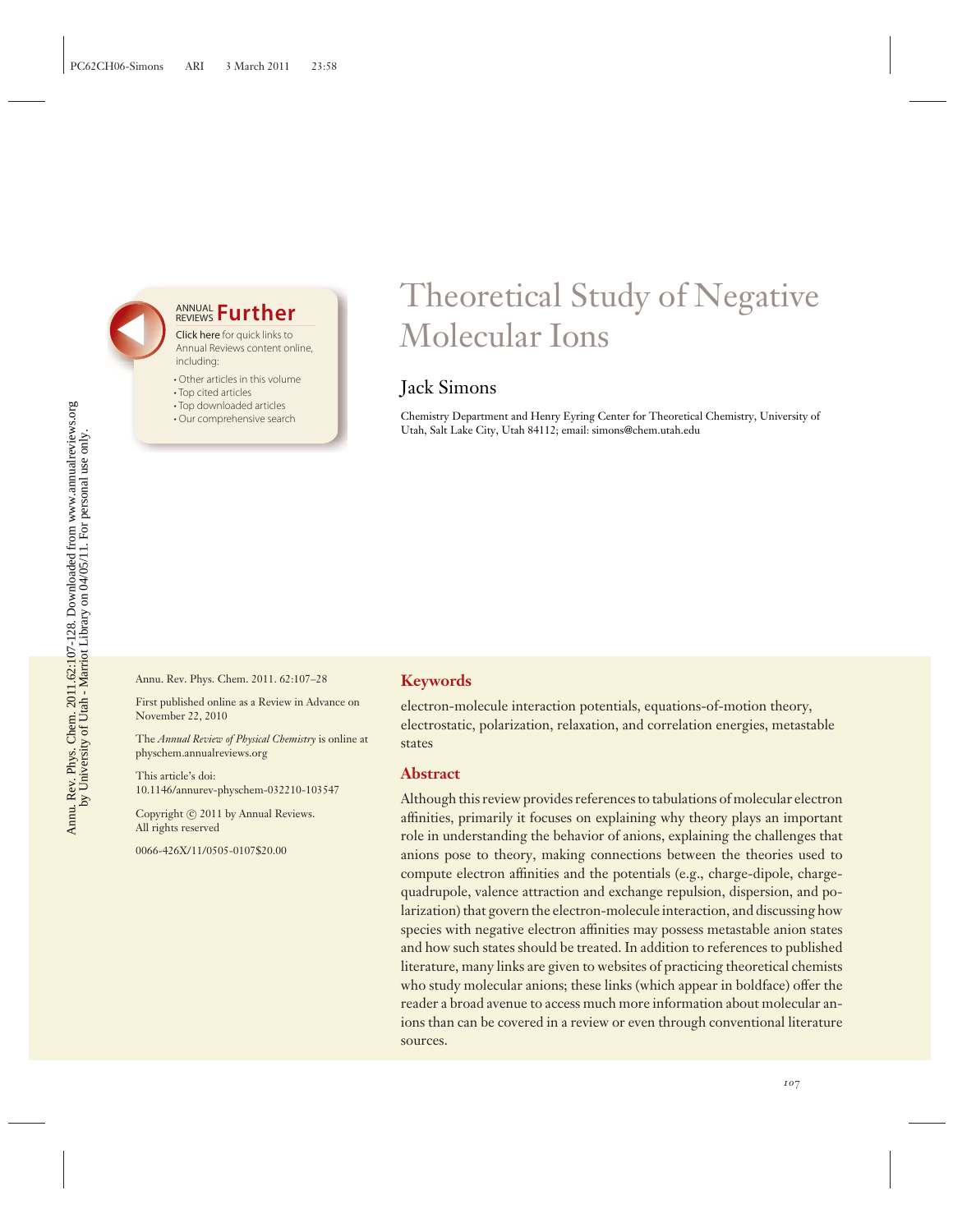# Theoretical Study of Negative Molecular Ions

## Jack Simons

Chemistry Department and Henry Eyring Center for Theoretical Chemistry, University of Utah, Salt Lake City, Utah 84112; email: simons@chem.utah.edu

Annu. Rev. Phys. Chem. 2011. 62:107–28

First published online as a Review in Advance on November 22, 2010

The *Annual Review of Physical Chemistry* is online at physchem.annualreviews.org

This article's doi: 10.1146/annurev-physchem-032210-103547

Copyright © 2011 by Annual Reviews. All rights reserved

0066-426X/11/0505-0107$20.00

### Keywords

electron-molecule interaction potentials, equations-of-motion theory, electrostatic, polarization, relaxation, and correlation energies, metastable states

### Abstract

Although this review provides references to tabulations of molecular electron affinities, primarily it focuses on explaining why theory plays an important role in understanding the behavior of anions, explaining the challenges that anions pose to theory, making connections between the theories used to compute electron affinities and the potentials (e.g., charge-dipole, charge-quadrupole, valence attraction and exchange repulsion, dispersion, and polarization) that govern the electron-molecule interaction, and discussing how species with negative electron affinities may possess metastable anion states and how such states should be treated. In addition to references to published literature, many links are given to websites of practicing theoretical chemists who study molecular anions; these links (which appear in boldface) offer the reader a broad avenue to access much more information about molecular anions than can be covered in a review or even through conventional literature sources.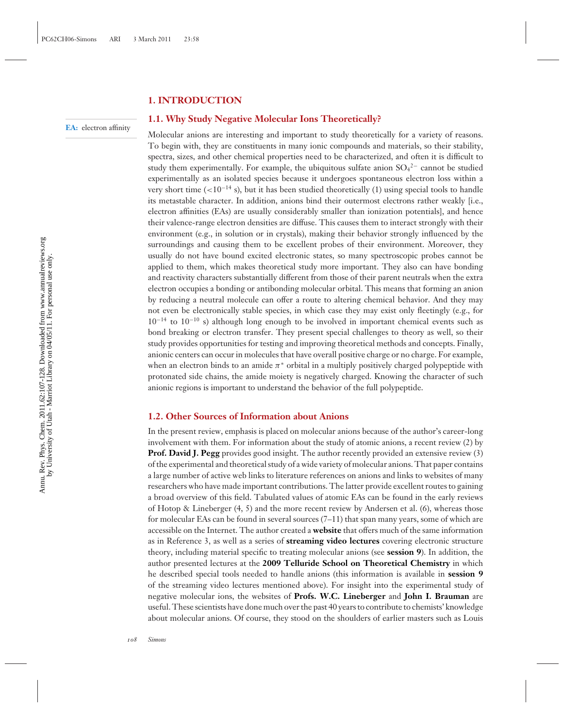# 1. INTRODUCTION

## 1.1. Why Study Negative Molecular Ions Theoretically?

**EA:** electron affinity

Molecular anions are interesting and important to study theoretically for a variety of reasons. To begin with, they are constituents in many ionic compounds and materials, so their stability, spectra, sizes, and other chemical properties need to be characterized, and often it is difficult to study them experimentally. For example, the ubiquitous sulfate anion $SO_4^{2-}$ cannot be studied experimentally as an isolated species because it undergoes spontaneous electron loss within a very short time ($<10^{-14}$ s), but it has been studied theoretically (1) using special tools to handle its metastable character. In addition, anions bind their outermost electrons rather weakly [i.e., electron affinities (EAs) are usually considerably smaller than ionization potentials], and hence their valence-range electron densities are diffuse. This causes them to interact strongly with their environment (e.g., in solution or in crystals), making their behavior strongly influenced by the surroundings and causing them to be excellent probes of their environment. Moreover, they usually do not have bound excited electronic states, so many spectroscopic probes cannot be applied to them, which makes theoretical study more important. They also can have bonding and reactivity characters substantially different from those of their parent neutrals when the extra electron occupies a bonding or antibonding molecular orbital. This means that forming an anion by reducing a neutral molecule can offer a route to altering chemical behavior. And they may not even be electronically stable species, in which case they may exist only fleetingly (e.g., for $10^{-14}$ to $10^{-10}$ s) although long enough to be involved in important chemical events such as bond breaking or electron transfer. They present special challenges to theory as well, so their study provides opportunities for testing and improving theoretical methods and concepts. Finally, anionic centers can occur in molecules that have overall positive charge or no charge. For example, when an electron binds to an amide $\pi^*$ orbital in a multiply positively charged polypeptide with protonated side chains, the amide moiety is negatively charged. Knowing the character of such anionic regions is important to understand the behavior of the full polypeptide.

## 1.2. Other Sources of Information about Anions

In the present review, emphasis is placed on molecular anions because of the author's career-long involvement with them. For information about the study of atomic anions, a recent review (2) by **Prof. David J. Pegg** provides good insight. The author recently provided an extensive review (3) of the experimental and theoretical study of a wide variety of molecular anions. That paper contains a large number of active web links to literature references on anions and links to websites of many researchers who have made important contributions. The latter provide excellent routes to gaining a broad overview of this field. Tabulated values of atomic EAs can be found in the early reviews of Hotop & Lineberger (4, 5) and the more recent review by Andersen et al. (6), whereas those for molecular EAs can be found in several sources (7–11) that span many years, some of which are accessible on the Internet. The author created a **website** that offers much of the same information as in Reference 3, as well as a series of **streaming video lectures** covering electronic structure theory, including material specific to treating molecular anions (see **session 9**). In addition, the author presented lectures at the **2009 Telluride School on Theoretical Chemistry** in which he described special tools needed to handle anions (this information is available in **session 9** of the streaming video lectures mentioned above). For insight into the experimental study of negative molecular ions, the websites of **Profs. W.C. Lineberger** and **John I. Brauman** are useful. These scientists have done much over the past 40 years to contribute to chemists' knowledge about molecular anions. Of course, they stood on the shoulders of earlier masters such as Louis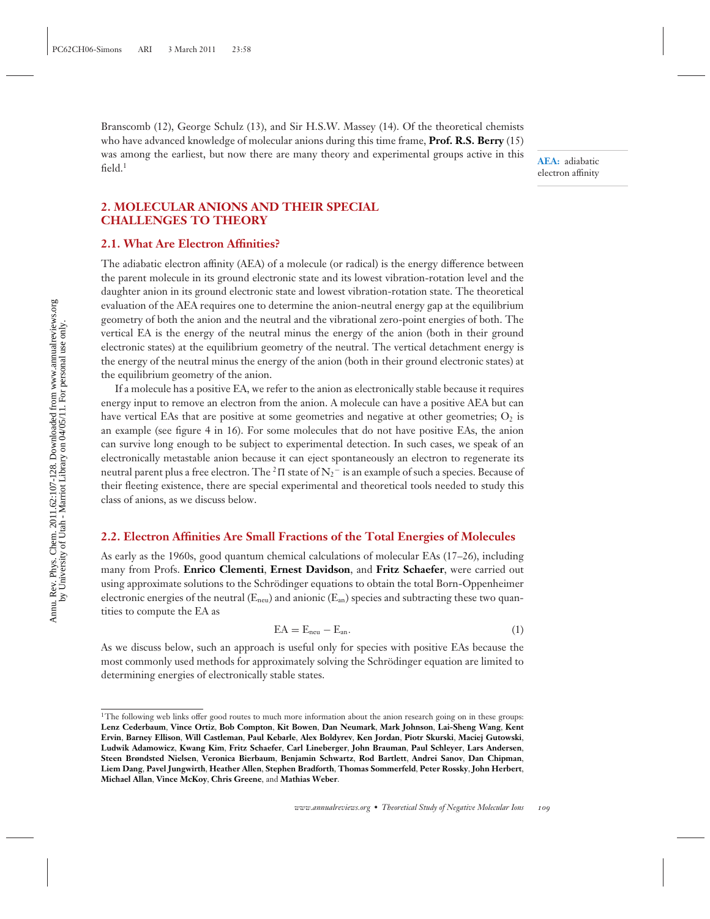Branscomb (12), George Schulz (13), and Sir H.S.W. Massey (14). Of the theoretical chemists who have advanced knowledge of molecular anions during this time frame, **Prof. R.S. Berry** (15) was among the earliest, but now there are many theory and experimental groups active in this field.[1]

**AEA:** adiabatic electron affinity

## 2. MOLECULAR ANIONS AND THEIR SPECIAL CHALLENGES TO THEORY

### 2.1. What Are Electron Affinities?

The adiabatic electron affinity (AEA) of a molecule (or radical) is the energy difference between the parent molecule in its ground electronic state and its lowest vibration-rotation level and the daughter anion in its ground electronic state and lowest vibration-rotation state. The theoretical evaluation of the AEA requires one to determine the anion-neutral energy gap at the equilibrium geometry of both the anion and the neutral and the vibrational zero-point energies of both. The vertical EA is the energy of the neutral minus the energy of the anion (both in their ground electronic states) at the equilibrium geometry of the neutral. The vertical detachment energy is the energy of the neutral minus the energy of the anion (both in their ground electronic states) at the equilibrium geometry of the anion.

If a molecule has a positive EA, we refer to the anion as electronically stable because it requires energy input to remove an electron from the anion. A molecule can have a positive AEA but can have vertical EAs that are positive at some geometries and negative at other geometries; $O_2$ is an example (see figure 4 in 16). For some molecules that do not have positive EAs, the anion can survive long enough to be subject to experimental detection. In such cases, we speak of an electronically metastable anion because it can eject spontaneously an electron to regenerate its neutral parent plus a free electron. The $^2\Pi$ state of $N_2^-$ is an example of such a species. Because of their fleeting existence, there are special experimental and theoretical tools needed to study this class of anions, as we discuss below.

### 2.2. Electron Affinities Are Small Fractions of the Total Energies of Molecules

As early as the 1960s, good quantum chemical calculations of molecular EAs (17–26), including many from Profs. **Enrico Clementi**, **Ernest Davidson**, and **Fritz Schaefer**, were carried out using approximate solutions to the Schrödinger equations to obtain the total Born-Oppenheimer electronic energies of the neutral ($E_{neu}$) and anionic ($E_{an}$) species and subtracting these two quantities to compute the EA as

$$EA = E_{neu} - E_{an}. \quad (1)$$

As we discuss below, such an approach is useful only for species with positive EAs because the most commonly used methods for approximately solving the Schrödinger equation are limited to determining energies of electronically stable states.

[1]The following web links offer good routes to much more information about the anion research going on in these groups: **Lenz Cederbaum**, **Vince Ortiz**, **Bob Compton**, **Kit Bowen**, **Dan Neumark**, **Mark Johnson**, **Lai-Sheng Wang**, **Kent Ervin**, **Barney Ellison**, **Will Castleman**, **Paul Kebarle**, **Alex Boldyrev**, **Ken Jordan**, **Piotr Skurski**, **Maciej Gutowski**, **Ludwik Adamowicz**, **Kwang Kim**, **Fritz Schaefer**, **Carl Lineberger**, **John Brauman**, **Paul Schleyer**, **Lars Andersen**, **Steen Brøndsted Nielsen**, **Veronica Bierbaum**, **Benjamin Schwartz**, **Rod Bartlett**, **Andrei Sanov**, **Dan Chipman**, **Liem Dang**, **Pavel Jungwirth**, **Heather Allen**, **Stephen Bradforth**, **Thomas Sommerfeld**, **Peter Rossky**, **John Herbert**, **Michael Allan**, **Vince McKoy**, **Chris Greene**, and **Mathias Weber**.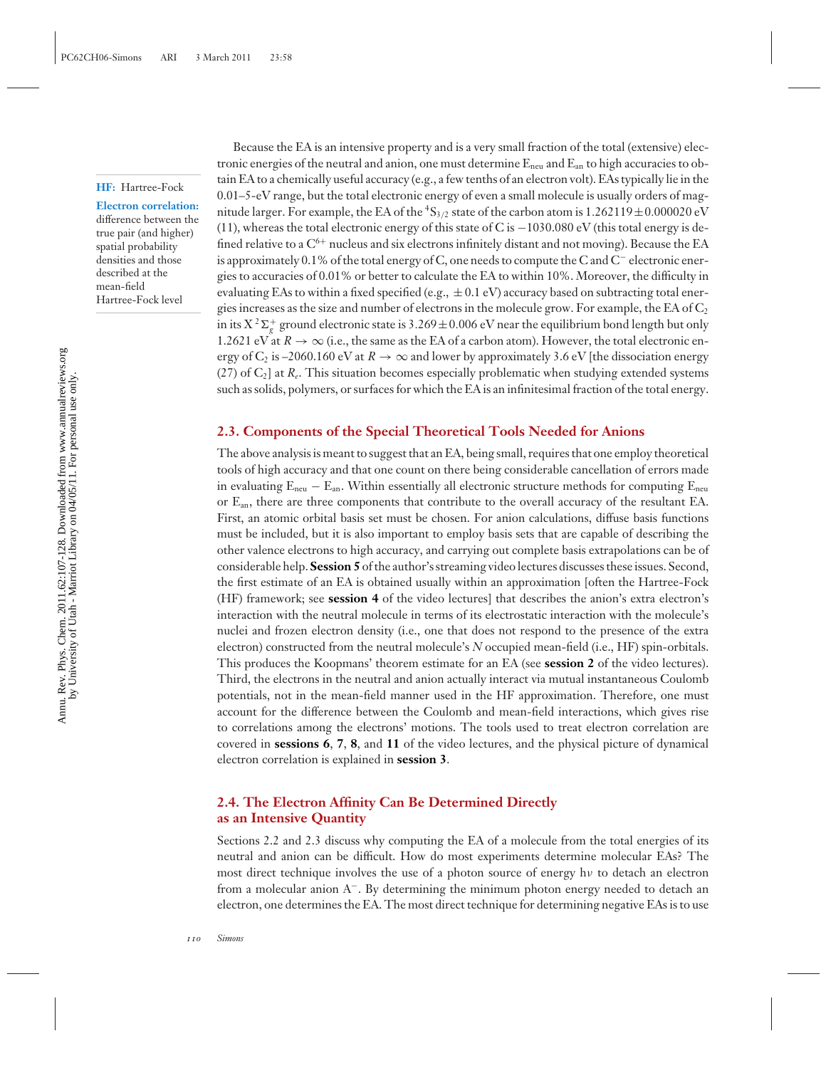**HF:** Hartree-Fock

**Electron correlation:** difference between the true pair (and higher) spatial probability densities and those described at the mean-field Hartree-Fock level

Because the EA is an intensive property and is a very small fraction of the total (extensive) electronic energies of the neutral and anion, one must determine $E_{neu}$ and $E_{an}$ to high accuracies to obtain EA to a chemically useful accuracy (e.g., a few tenths of an electron volt). EAs typically lie in the 0.01–5-eV range, but the total electronic energy of even a small molecule is usually orders of magnitude larger. For example, the EA of the $^4S_{3/2}$ state of the carbon atom is $1.262119 \pm 0.000020$ eV (11), whereas the total electronic energy of this state of C is −1030.080 eV (this total energy is defined relative to a $C^{6+}$ nucleus and six electrons infinitely distant and not moving). Because the EA is approximately 0.1% of the total energy of C, one needs to compute the C and $C^-$ electronic energies to accuracies of 0.01% or better to calculate the EA to within 10%. Moreover, the difficulty in evaluating EAs to within a fixed specified (e.g., ±0.1 eV) accuracy based on subtracting total energies increases as the size and number of electrons in the molecule grow. For example, the EA of $C_2$ in its $X\,^2\Sigma_g^+$ ground electronic state is $3.269 \pm 0.006$ eV near the equilibrium bond length but only 1.2621 eV at $R \to \infty$ (i.e., the same as the EA of a carbon atom). However, the total electronic energy of $C_2$ is –2060.160 eV at $R \to \infty$ and lower by approximately 3.6 eV [the dissociation energy (27) of $C_2$] at $R_e$. This situation becomes especially problematic when studying extended systems such as solids, polymers, or surfaces for which the EA is an infinitesimal fraction of the total energy.

## 2.3. Components of the Special Theoretical Tools Needed for Anions

The above analysis is meant to suggest that an EA, being small, requires that one employ theoretical tools of high accuracy and that one count on there being considerable cancellation of errors made in evaluating $E_{neu} - E_{an}$. Within essentially all electronic structure methods for computing $E_{neu}$ or $E_{an}$, there are three components that contribute to the overall accuracy of the resultant EA. First, an atomic orbital basis set must be chosen. For anion calculations, diffuse basis functions must be included, but it is also important to employ basis sets that are capable of describing the other valence electrons to high accuracy, and carrying out complete basis extrapolations can be of considerable help. **Session 5** of the author's streaming video lectures discusses these issues. Second, the first estimate of an EA is obtained usually within an approximation [often the Hartree-Fock (HF) framework; see **session 4** of the video lectures] that describes the anion's extra electron's interaction with the neutral molecule in terms of its electrostatic interaction with the molecule's nuclei and frozen electron density (i.e., one that does not respond to the presence of the extra electron) constructed from the neutral molecule's $N$ occupied mean-field (i.e., HF) spin-orbitals. This produces the Koopmans' theorem estimate for an EA (see **session 2** of the video lectures). Third, the electrons in the neutral and anion actually interact via mutual instantaneous Coulomb potentials, not in the mean-field manner used in the HF approximation. Therefore, one must account for the difference between the Coulomb and mean-field interactions, which gives rise to correlations among the electrons' motions. The tools used to treat electron correlation are covered in **sessions 6**, **7**, **8**, and **11** of the video lectures, and the physical picture of dynamical electron correlation is explained in **session 3**.

## 2.4. The Electron Affinity Can Be Determined Directly as an Intensive Quantity

Sections 2.2 and 2.3 discuss why computing the EA of a molecule from the total energies of its neutral and anion can be difficult. How do most experiments determine molecular EAs? The most direct technique involves the use of a photon source of energy $h\nu$ to detach an electron from a molecular anion $A^-$. By determining the minimum photon energy needed to detach an electron, one determines the EA. The most direct technique for determining negative EAs is to use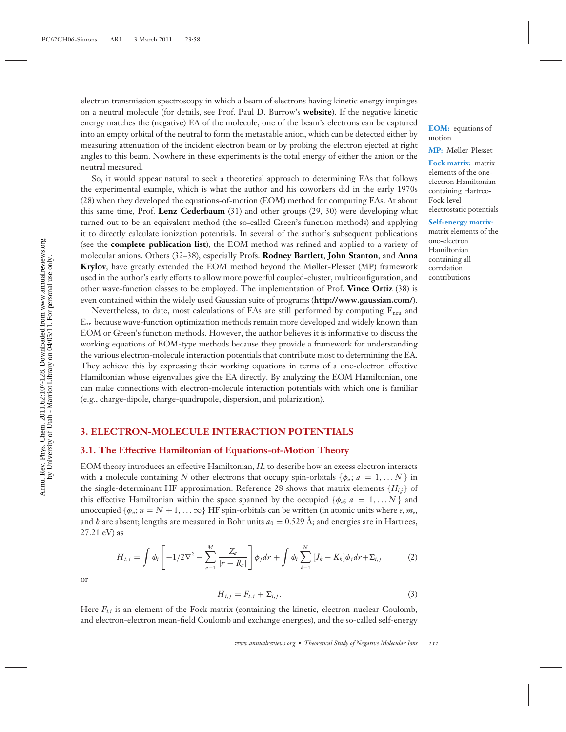electron transmission spectroscopy in which a beam of electrons having kinetic energy impinges on a neutral molecule (for details, see Prof. Paul D. Burrow's **website**). If the negative kinetic energy matches the (negative) EA of the molecule, one of the beam's electrons can be captured into an empty orbital of the neutral to form the metastable anion, which can be detected either by measuring attenuation of the incident electron beam or by probing the electron ejected at right angles to this beam. Nowhere in these experiments is the total energy of either the anion or the neutral measured.

So, it would appear natural to seek a theoretical approach to determining EAs that follows the experimental example, which is what the author and his coworkers did in the early 1970s (28) when they developed the equations-of-motion (EOM) method for computing EAs. At about this same time, Prof. **Lenz Cederbaum** (31) and other groups (29, 30) were developing what turned out to be an equivalent method (the so-called Green's function methods) and applying it to directly calculate ionization potentials. In several of the author's subsequent publications (see the **complete publication list**), the EOM method was refined and applied to a variety of molecular anions. Others (32–38), especially Profs. **Rodney Bartlett**, **John Stanton**, and **Anna Krylov**, have greatly extended the EOM method beyond the Møller-Plesset (MP) framework used in the author's early efforts to allow more powerful coupled-cluster, multiconfiguration, and other wave-function classes to be employed. The implementation of Prof. **Vince Ortiz** (38) is even contained within the widely used Gaussian suite of programs (**http://www.gaussian.com/**).

Nevertheless, to date, most calculations of EAs are still performed by computing $E_{neu}$ and $E_{an}$ because wave-function optimization methods remain more developed and widely known than EOM or Green's function methods. However, the author believes it is informative to discuss the working equations of EOM-type methods because they provide a framework for understanding the various electron-molecule interaction potentials that contribute most to determining the EA. They achieve this by expressing their working equations in terms of a one-electron effective Hamiltonian whose eigenvalues give the EA directly. By analyzing the EOM Hamiltonian, one can make connections with electron-molecule interaction potentials with which one is familiar (e.g., charge-dipole, charge-quadrupole, dispersion, and polarization).

**EOM:** equations of motion

**MP:** Møller-Plesset

**Fock matrix:** matrix elements of the one-electron Hamiltonian containing Hartree-Fock-level electrostatic potentials

**Self-energy matrix:** matrix elements of the one-electron Hamiltonian containing all correlation contributions

## 3. ELECTRON-MOLECULE INTERACTION POTENTIALS

### 3.1. The Effective Hamiltonian of Equations-of-Motion Theory

EOM theory introduces an effective Hamiltonian, $H$, to describe how an excess electron interacts with a molecule containing $N$ other electrons that occupy spin-orbitals $\{\phi_a;\ a = 1, \ldots N\}$ in the single-determinant HF approximation. Reference 28 shows that matrix elements $\{H_{i,j}\}$ of this effective Hamiltonian within the space spanned by the occupied $\{\phi_a;\ a = 1, \ldots N\}$ and unoccupied $\{\phi_n;\ n = N+1, \ldots \infty\}$ HF spin-orbitals can be written (in atomic units where $e$, $m_e$, and $\hbar$ are absent; lengths are measured in Bohr units $a_0 = 0.529$ Å; and energies are in Hartrees, 27.21 eV) as

$$H_{i,j} = \int \phi_i \left[ -1/2\nabla^2 - \sum_{a=1}^{M} \frac{Z_a}{|r - R_a|} \right] \phi_j dr + \int \phi_i \sum_{k=1}^{N} [J_k - K_k] \phi_j dr + \Sigma_{i,j} \tag{2}$$

or

$$H_{i,j} = F_{i,j} + \Sigma_{i,j}. \tag{3}$$

Here $F_{i,j}$ is an element of the Fock matrix (containing the kinetic, electron-nuclear Coulomb, and electron-electron mean-field Coulomb and exchange energies), and the so-called self-energy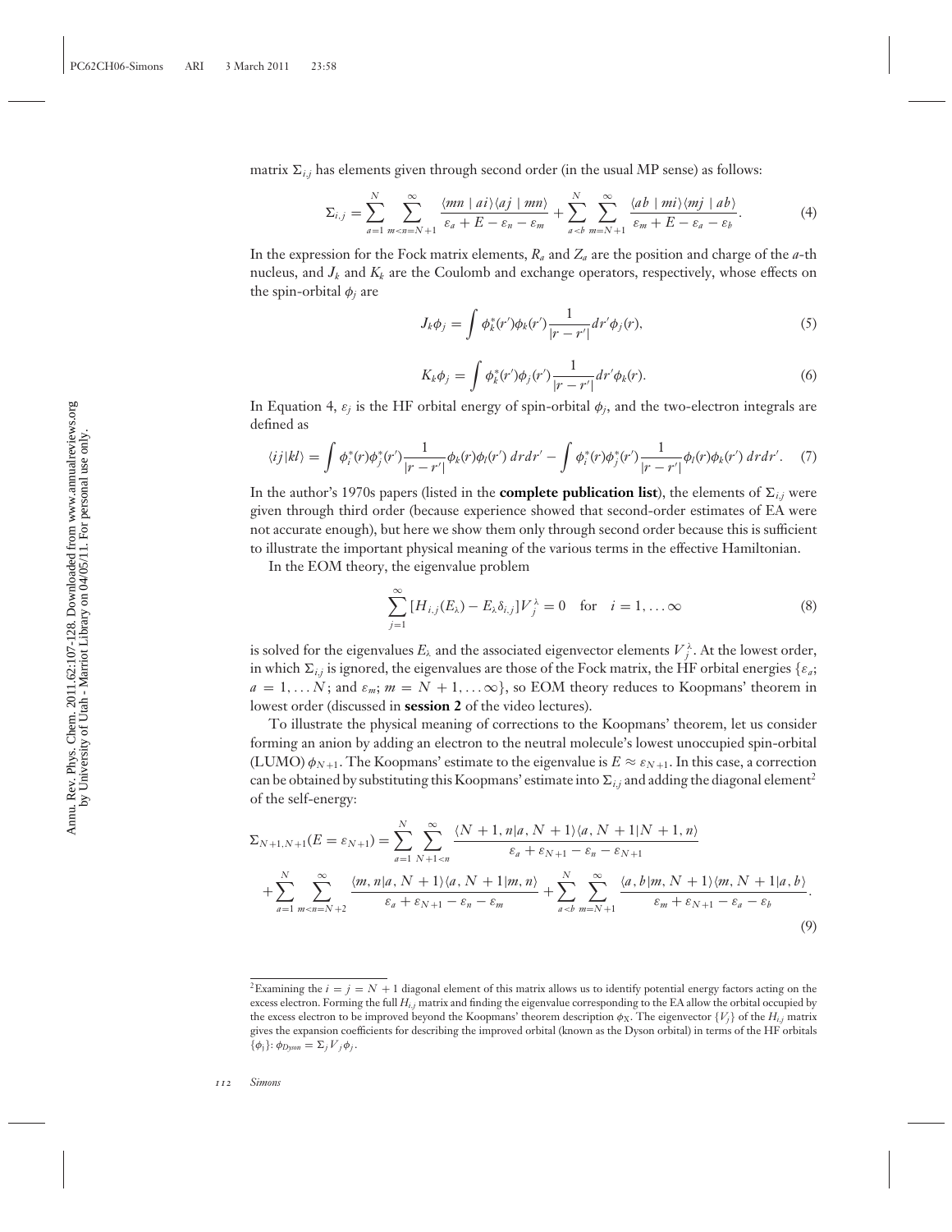matrix $\Sigma_{i,j}$ has elements given through second order (in the usual MP sense) as follows:

$$\Sigma_{i,j} = \sum_{a=1}^{N} \sum_{m<n=N+1}^{\infty} \frac{\langle mn \mid ai\rangle \langle aj \mid mn\rangle}{\varepsilon_a + E - \varepsilon_n - \varepsilon_m} + \sum_{a<b}^{N} \sum_{m=N+1}^{\infty} \frac{\langle ab \mid mi\rangle \langle mj \mid ab\rangle}{\varepsilon_m + E - \varepsilon_a - \varepsilon_b}. \quad (4)$$

In the expression for the Fock matrix elements, $R_a$ and $Z_a$ are the position and charge of the $a$-th nucleus, and $J_k$ and $K_k$ are the Coulomb and exchange operators, respectively, whose effects on the spin-orbital $\phi_j$ are

$$J_k \phi_j = \int \phi_k^*(r')\phi_k(r') \frac{1}{|r - r'|} dr' \phi_j(r), \quad (5)$$

$$K_k \phi_j = \int \phi_k^*(r')\phi_j(r') \frac{1}{|r - r'|} dr' \phi_k(r). \quad (6)$$

In Equation 4, $\varepsilon_j$ is the HF orbital energy of spin-orbital $\phi_j$, and the two-electron integrals are defined as

$$\langle ij|kl\rangle = \int \phi_i^*(r)\phi_j^*(r') \frac{1}{|r - r'|} \phi_k(r)\phi_l(r')\, dr dr' - \int \phi_i^*(r)\phi_j^*(r') \frac{1}{|r - r'|} \phi_l(r)\phi_k(r')\, dr dr'. \quad (7)$$

In the author's 1970s papers (listed in the **complete publication list**), the elements of $\Sigma_{i,j}$ were given through third order (because experience showed that second-order estimates of EA were not accurate enough), but here we show them only through second order because this is sufficient to illustrate the important physical meaning of the various terms in the effective Hamiltonian.

In the EOM theory, the eigenvalue problem

$$\sum_{j=1}^{\infty} [H_{i,j}(E_\lambda) - E_\lambda \delta_{i,j}] V_j^\lambda = 0 \quad \text{for} \quad i = 1, \ldots \infty \quad (8)$$

is solved for the eigenvalues $E_\lambda$ and the associated eigenvector elements $V_j^\lambda$. At the lowest order, in which $\Sigma_{i,j}$ is ignored, the eigenvalues are those of the Fock matrix, the HF orbital energies $\{\varepsilon_a$; $a = 1, \ldots N$; and $\varepsilon_m$; $m = N + 1, \ldots \infty\}$, so EOM theory reduces to Koopmans' theorem in lowest order (discussed in **session 2** of the video lectures).

To illustrate the physical meaning of corrections to the Koopmans' theorem, let us consider forming an anion by adding an electron to the neutral molecule's lowest unoccupied spin-orbital (LUMO) $\phi_{N+1}$. The Koopmans' estimate to the eigenvalue is $E \approx \varepsilon_{N+1}$. In this case, a correction can be obtained by substituting this Koopmans' estimate into $\Sigma_{i,j}$ and adding the diagonal element[2] of the self-energy:

$$\begin{aligned}\Sigma_{N+1,N+1}(E = \varepsilon_{N+1}) &= \sum_{a=1}^{N} \sum_{N+1<n}^{\infty} \frac{\langle N+1, n|a, N+1\rangle \langle a, N+1|N+1, n\rangle}{\varepsilon_a + \varepsilon_{N+1} - \varepsilon_n - \varepsilon_{N+1}} \\ &+ \sum_{a=1}^{N} \sum_{m<n=N+2}^{\infty} \frac{\langle m, n|a, N+1\rangle \langle a, N+1|m, n\rangle}{\varepsilon_a + \varepsilon_{N+1} - \varepsilon_n - \varepsilon_m} + \sum_{a<b}^{N} \sum_{m=N+1}^{\infty} \frac{\langle a, b|m, N+1\rangle \langle m, N+1|a, b\rangle}{\varepsilon_m + \varepsilon_{N+1} - \varepsilon_a - \varepsilon_b}.\end{aligned} \quad (9)$$

[2] Examining the $i = j = N + 1$ diagonal element of this matrix allows us to identify potential energy factors acting on the excess electron. Forming the full $H_{i,j}$ matrix and finding the eigenvalue corresponding to the EA allow the orbital occupied by the excess electron to be improved beyond the Koopmans' theorem description $\phi_X$. The eigenvector $\{V_j\}$ of the $H_{i,j}$ matrix gives the expansion coefficients for describing the improved orbital (known as the Dyson orbital) in terms of the HF orbitals $\{\phi_i\}$: $\phi_{Dyson} = \Sigma_j V_j \phi_j$.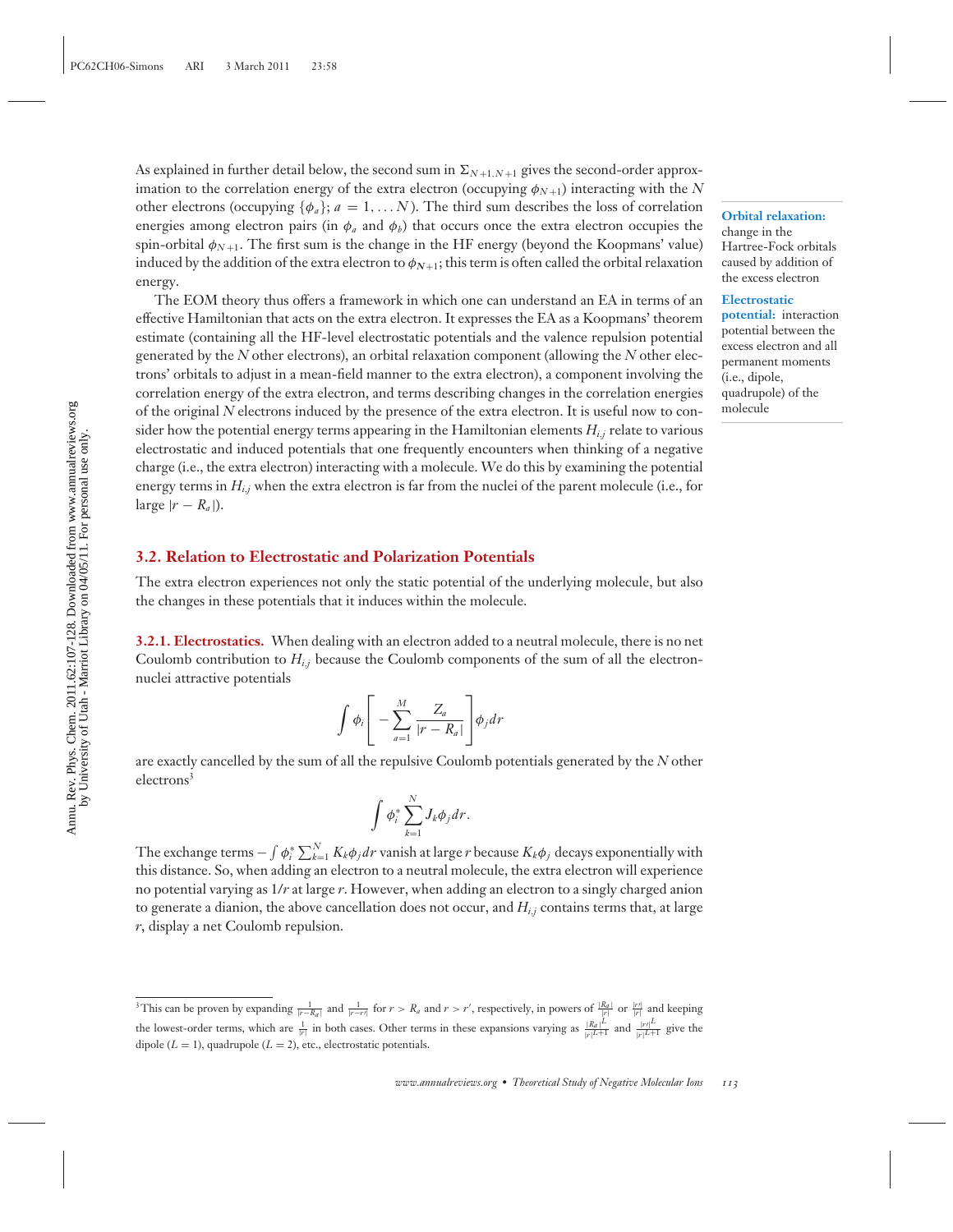As explained in further detail below, the second sum in $\Sigma_{N+1,N+1}$ gives the second-order approximation to the correlation energy of the extra electron (occupying $\phi_{N+1}$) interacting with the $N$ other electrons (occupying $\{\phi_a\}$; $a = 1, \ldots N$). The third sum describes the loss of correlation energies among electron pairs (in $\phi_a$ and $\phi_b$) that occurs once the extra electron occupies the spin-orbital $\phi_{N+1}$. The first sum is the change in the HF energy (beyond the Koopmans' value) induced by the addition of the extra electron to $\boldsymbol{\phi_{N+1}}$; this term is often called the orbital relaxation energy.

The EOM theory thus offers a framework in which one can understand an EA in terms of an effective Hamiltonian that acts on the extra electron. It expresses the EA as a Koopmans' theorem estimate (containing all the HF-level electrostatic potentials and the valence repulsion potential generated by the $N$ other electrons), an orbital relaxation component (allowing the $N$ other electrons' orbitals to adjust in a mean-field manner to the extra electron), a component involving the correlation energy of the extra electron, and terms describing changes in the correlation energies of the original $N$ electrons induced by the presence of the extra electron. It is useful now to consider how the potential energy terms appearing in the Hamiltonian elements $H_{i,j}$ relate to various electrostatic and induced potentials that one frequently encounters when thinking of a negative charge (i.e., the extra electron) interacting with a molecule. We do this by examining the potential energy terms in $H_{i,j}$ when the extra electron is far from the nuclei of the parent molecule (i.e., for large $|r - R_a|$).

**Orbital relaxation:** change in the Hartree-Fock orbitals caused by addition of the excess electron

**Electrostatic potential:** interaction potential between the excess electron and all permanent moments (i.e., dipole, quadrupole) of the molecule

## 3.2. Relation to Electrostatic and Polarization Potentials

The extra electron experiences not only the static potential of the underlying molecule, but also the changes in these potentials that it induces within the molecule.

**3.2.1. Electrostatics.** When dealing with an electron added to a neutral molecule, there is no net Coulomb contribution to $H_{i,j}$ because the Coulomb components of the sum of all the electron-nuclei attractive potentials

$$\int \phi_i \left[ -\sum_{a=1}^{M} \frac{Z_a}{|r - R_a|} \right] \phi_j \, dr$$

are exactly cancelled by the sum of all the repulsive Coulomb potentials generated by the $N$ other electrons[3]

$$\int \phi_i^* \sum_{k=1}^{N} J_k \phi_j \, dr.$$

The exchange terms $-\int \phi_i^* \sum_{k=1}^{N} K_k \phi_j \, dr$ vanish at large $r$ because $K_k\phi_j$ decays exponentially with this distance. So, when adding an electron to a neutral molecule, the extra electron will experience no potential varying as $1/r$ at large $r$. However, when adding an electron to a singly charged anion to generate a dianion, the above cancellation does not occur, and $H_{i,j}$ contains terms that, at large $r$, display a net Coulomb repulsion.

[3]This can be proven by expanding $\frac{1}{|r-R_a|}$ and $\frac{1}{|r-r'|}$ for $r > R_a$ and $r > r'$, respectively, in powers of $\frac{|R_a|}{|r|}$ or $\frac{|r'|}{|r|}$ and keeping the lowest-order terms, which are $\frac{1}{|r|}$ in both cases. Other terms in these expansions varying as $\frac{|R_a|^L}{|r|^{L+1}}$ and $\frac{|r'|^L}{|r|^{L+1}}$ give the dipole ($L = 1$), quadrupole ($L = 2$), etc., electrostatic potentials.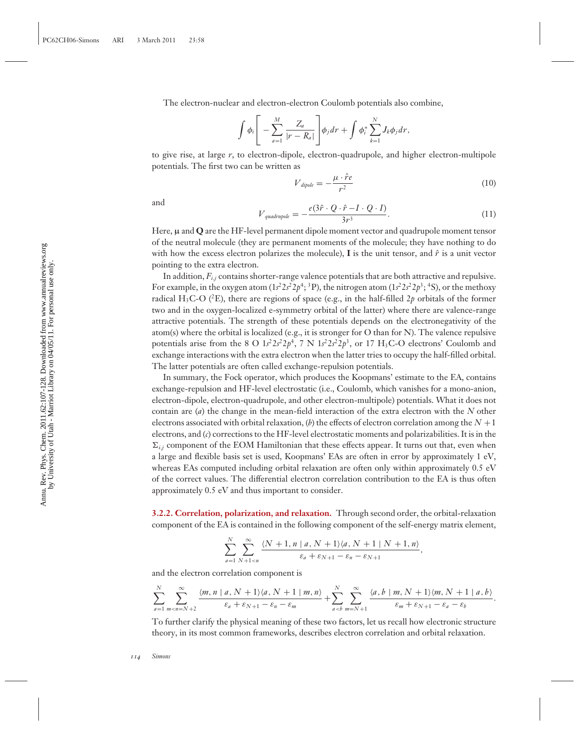The electron-nuclear and electron-electron Coulomb potentials also combine,

$$\int \phi_i \left[ -\sum_{a=1}^{M} \frac{Z_a}{|r - R_a|} \right] \phi_j dr + \int \phi_i^* \sum_{k=1}^{N} J_k \phi_j dr,$$

to give rise, at large $r$, to electron-dipole, electron-quadrupole, and higher electron-multipole potentials. The first two can be written as

$$V_{dipole} = -\frac{\mu \cdot \hat{r} e}{r^2} \tag{10}$$

and

$$V_{quadrupole} = -\frac{e(3\hat{r} \cdot Q \cdot \hat{r} - I \cdot Q \cdot I)}{3r^3}. \tag{11}$$

Here, $\mathbf{\mu}$ and $\mathbf{Q}$ are the HF-level permanent dipole moment vector and quadrupole moment tensor of the neutral molecule (they are permanent moments of the molecule; they have nothing to do with how the excess electron polarizes the molecule), $\mathbf{I}$ is the unit tensor, and $\hat{r}$ is a unit vector pointing to the extra electron.

In addition, $F_{i,j}$ contains shorter-range valence potentials that are both attractive and repulsive. For example, in the oxygen atom ($1s^2 2s^2 2p^4$; $^3$P), the nitrogen atom ($1s^2 2s^2 2p^3$; $^4$S), or the methoxy radical $H_3C$-O ($^2$E), there are regions of space (e.g., in the half-filled $2p$ orbitals of the former two and in the oxygen-localized e-symmetry orbital of the latter) where there are valence-range attractive potentials. The strength of these potentials depends on the electronegativity of the atom(s) where the orbital is localized (e.g., it is stronger for O than for N). The valence repulsive potentials arise from the 8 O $1s^2 2s^2 2p^4$, 7 N $1s^2 2s^2 2p^3$, or 17 $H_3C$-O electrons' Coulomb and exchange interactions with the extra electron when the latter tries to occupy the half-filled orbital. The latter potentials are often called exchange-repulsion potentials.

In summary, the Fock operator, which produces the Koopmans' estimate to the EA, contains exchange-repulsion and HF-level electrostatic (i.e., Coulomb, which vanishes for a mono-anion, electron-dipole, electron-quadrupole, and other electron-multipole) potentials. What it does not contain are (*a*) the change in the mean-field interaction of the extra electron with the $N$ other electrons associated with orbital relaxation, (*b*) the effects of electron correlation among the $N+1$ electrons, and (*c*) corrections to the HF-level electrostatic moments and polarizabilities. It is in the $\Sigma_{i,j}$ component of the EOM Hamiltonian that these effects appear. It turns out that, even when a large and flexible basis set is used, Koopmans' EAs are often in error by approximately 1 eV, whereas EAs computed including orbital relaxation are often only within approximately 0.5 eV of the correct values. The differential electron correlation contribution to the EA is thus often approximately 0.5 eV and thus important to consider.

**3.2.2. Correlation, polarization, and relaxation.** Through second order, the orbital-relaxation component of the EA is contained in the following component of the self-energy matrix element,

$$\sum_{a=1}^{N} \sum_{N+1<n}^{\infty} \frac{\langle N+1, n \mid a, N+1 \rangle \langle a, N+1 \mid N+1, n \rangle}{\varepsilon_a + \varepsilon_{N+1} - \varepsilon_n - \varepsilon_{N+1}},$$

and the electron correlation component is

$$\sum_{a=1}^{N} \sum_{m<n=N+2}^{\infty} \frac{\langle m, n \mid a, N+1 \rangle \langle a, N+1 \mid m, n \rangle}{\varepsilon_a + \varepsilon_{N+1} - \varepsilon_n - \varepsilon_m} + \sum_{a<b}^{N} \sum_{m=N+1}^{\infty} \frac{\langle a, b \mid m, N+1 \rangle \langle m, N+1 \mid a, b \rangle}{\varepsilon_m + \varepsilon_{N+1} - \varepsilon_a - \varepsilon_b}.$$

To further clarify the physical meaning of these two factors, let us recall how electronic structure theory, in its most common frameworks, describes electron correlation and orbital relaxation.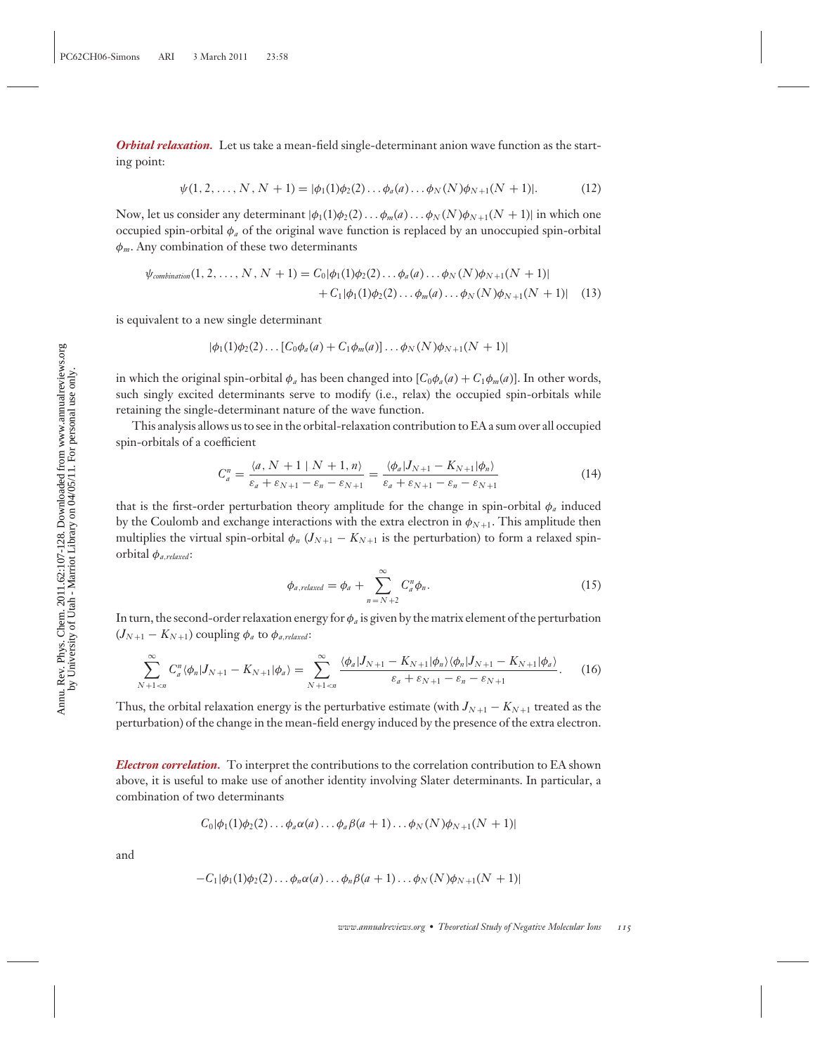***Orbital relaxation.*** Let us take a mean-field single-determinant anion wave function as the starting point:

$$\psi(1, 2, \ldots, N, N+1) = |\phi_1(1)\phi_2(2)\ldots\phi_a(a)\ldots\phi_N(N)\phi_{N+1}(N+1)|. \tag{12}$$

Now, let us consider any determinant $|\phi_1(1)\phi_2(2)\ldots\phi_m(a)\ldots\phi_N(N)\phi_{N+1}(N+1)|$ in which one occupied spin-orbital $\phi_a$ of the original wave function is replaced by an unoccupied spin-orbital $\phi_m$. Any combination of these two determinants

$$\begin{aligned}\psi_{combination}(1, 2, \ldots, N, N+1) = C_0|\phi_1(1)\phi_2(2)\ldots\phi_a(a)\ldots\phi_N(N)\phi_{N+1}(N+1)| \\ + C_1|\phi_1(1)\phi_2(2)\ldots\phi_m(a)\ldots\phi_N(N)\phi_{N+1}(N+1)|\end{aligned} \tag{13}$$

is equivalent to a new single determinant

$$|\phi_1(1)\phi_2(2)\ldots[C_0\phi_a(a) + C_1\phi_m(a)]\ldots\phi_N(N)\phi_{N+1}(N+1)|$$

in which the original spin-orbital $\phi_a$ has been changed into $[C_0\phi_a(a) + C_1\phi_m(a)]$. In other words, such singly excited determinants serve to modify (i.e., relax) the occupied spin-orbitals while retaining the single-determinant nature of the wave function.

This analysis allows us to see in the orbital-relaxation contribution to EA a sum over all occupied spin-orbitals of a coefficient

$$C_a^n = \frac{\langle a, N+1 \mid N+1, n\rangle}{\varepsilon_a + \varepsilon_{N+1} - \varepsilon_n - \varepsilon_{N+1}} = \frac{\langle \phi_a | J_{N+1} - K_{N+1} | \phi_n \rangle}{\varepsilon_a + \varepsilon_{N+1} - \varepsilon_n - \varepsilon_{N+1}} \tag{14}$$

that is the first-order perturbation theory amplitude for the change in spin-orbital $\phi_a$ induced by the Coulomb and exchange interactions with the extra electron in $\phi_{N+1}$. This amplitude then multiplies the virtual spin-orbital $\phi_n$ ($J_{N+1} - K_{N+1}$ is the perturbation) to form a relaxed spin-orbital $\phi_{a,relaxed}$:

$$\phi_{a,relaxed} = \phi_a + \sum_{n=N+2}^{\infty} C_a^n \phi_n. \tag{15}$$

In turn, the second-order relaxation energy for $\phi_a$ is given by the matrix element of the perturbation $(J_{N+1} - K_{N+1})$ coupling $\phi_a$ to $\phi_{a,relaxed}$:

$$\sum_{N+1<n}^{\infty} C_a^n \langle \phi_n | J_{N+1} - K_{N+1} | \phi_a \rangle = \sum_{N+1<n}^{\infty} \frac{\langle \phi_a | J_{N+1} - K_{N+1} | \phi_n \rangle \langle \phi_n | J_{N+1} - K_{N+1} | \phi_a \rangle}{\varepsilon_a + \varepsilon_{N+1} - \varepsilon_n - \varepsilon_{N+1}}. \tag{16}$$

Thus, the orbital relaxation energy is the perturbative estimate (with $J_{N+1} - K_{N+1}$ treated as the perturbation) of the change in the mean-field energy induced by the presence of the extra electron.

***Electron correlation.*** To interpret the contributions to the correlation contribution to EA shown above, it is useful to make use of another identity involving Slater determinants. In particular, a combination of two determinants

$$C_0|\phi_1(1)\phi_2(2)\ldots\phi_a\alpha(a)\ldots\phi_a\beta(a+1)\ldots\phi_N(N)\phi_{N+1}(N+1)|$$

and

$$-C_1|\phi_1(1)\phi_2(2)\ldots\phi_n\alpha(a)\ldots\phi_n\beta(a+1)\ldots\phi_N(N)\phi_{N+1}(N+1)|$$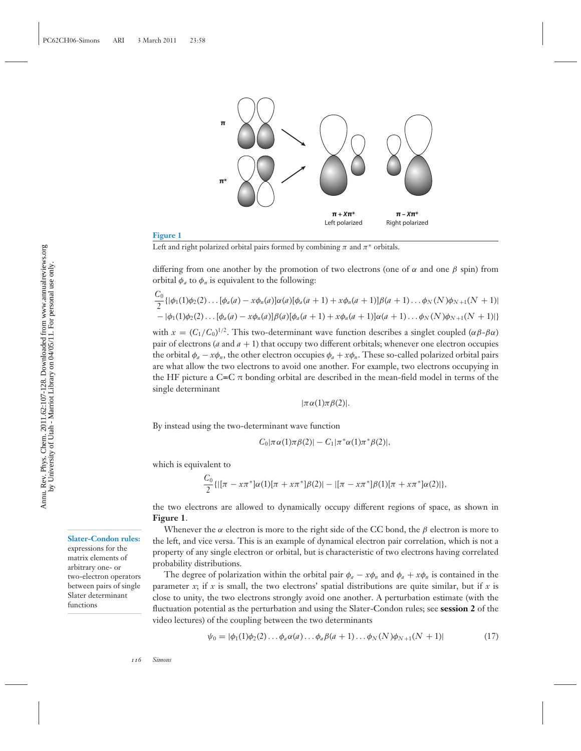π

π*

π + Xπ*
Left polarized

π – Xπ*
Right polarized

**Figure 1**
Left and right polarized orbital pairs formed by combining $\pi$ and $\pi^*$ orbitals.

differing from one another by the promotion of two electrons (one of $\alpha$ and one $\beta$ spin) from orbital $\phi_a$ to $\phi_n$ is equivalent to the following:

$$\frac{C_0}{2}\{|\phi_1(1)\phi_2(2)\ldots[\phi_a(a) - x\phi_n(a)]\alpha(a)[\phi_a(a+1) + x\phi_n(a+1)]\beta(a+1)\ldots\phi_N(N)\phi_{N+1}(N+1)|$$
$$- |\phi_1(1)\phi_2(2)\ldots[\phi_a(a) - x\phi_n(a)]\beta(a)[\phi_a(a+1) + x\phi_n(a+1)]\alpha(a+1)\ldots\phi_N(N)\phi_{N+1}(N+1)|\}$$

with $x = (C_1/C_0)^{1/2}$. This two-determinant wave function describes a singlet coupled ($\alpha\beta$-$\beta\alpha$) pair of electrons ($a$ and $a+1$) that occupy two different orbitals; whenever one electron occupies the orbital $\phi_a - x\phi_n$, the other electron occupies $\phi_a + x\phi_n$. These so-called polarized orbital pairs are what allow the two electrons to avoid one another. For example, two electrons occupying in the HF picture a C=C $\pi$ bonding orbital are described in the mean-field model in terms of the single determinant

$$|\pi\alpha(1)\pi\beta(2)|.$$

By instead using the two-determinant wave function

$$C_0|\pi\alpha(1)\pi\beta(2)| - C_1|\pi^*\alpha(1)\pi^*\beta(2)|,$$

which is equivalent to

$$\frac{C_0}{2}\{|[\pi - x\pi^*]\alpha(1)[\pi + x\pi^*]\beta(2)| - |[\pi - x\pi^*]\beta(1)[\pi + x\pi^*]\alpha(2)|\},$$

the two electrons are allowed to dynamically occupy different regions of space, as shown in **Figure 1**.

Whenever the $\alpha$ electron is more to the right side of the CC bond, the $\beta$ electron is more to the left, and vice versa. This is an example of dynamical electron pair correlation, which is not a property of any single electron or orbital, but is characteristic of two electrons having correlated probability distributions.

**Slater-Condon rules:** expressions for the matrix elements of arbitrary one- or two-electron operators between pairs of single Slater determinant functions

The degree of polarization within the orbital pair $\phi_a - x\phi_n$ and $\phi_a + x\phi_n$ is contained in the parameter $x$; if $x$ is small, the two electrons' spatial distributions are quite similar, but if $x$ is close to unity, the two electrons strongly avoid one another. A perturbation estimate (with the fluctuation potential as the perturbation and using the Slater-Condon rules; see **session 2** of the video lectures) of the coupling between the two determinants

$$\psi_0 = |\phi_1(1)\phi_2(2)\ldots\phi_a\alpha(a)\ldots\phi_a\beta(a+1)\ldots\phi_N(N)\phi_{N+1}(N+1)| \tag{17}$$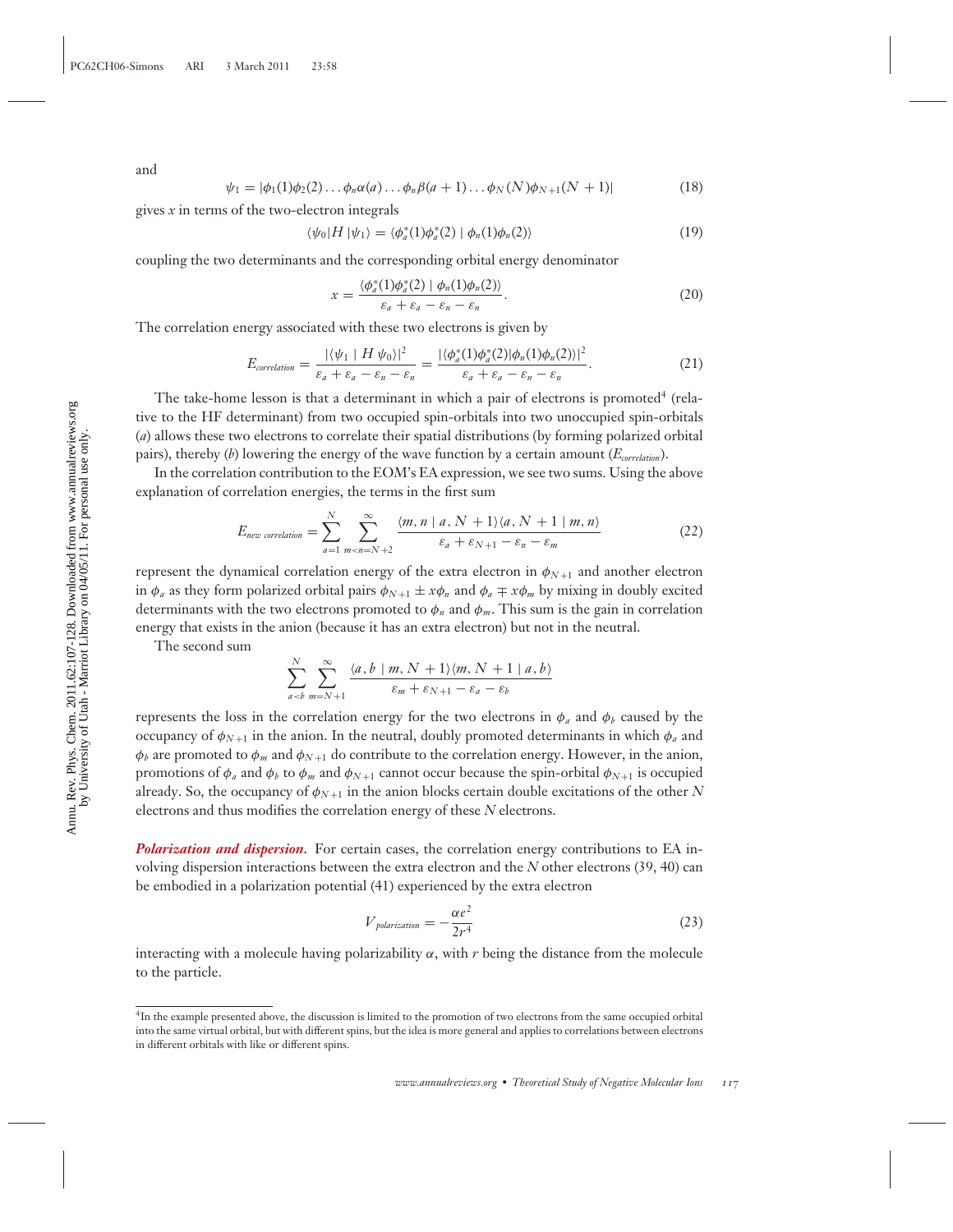and

$$\psi_1 = |\phi_1(1)\phi_2(2)\ldots\phi_n\alpha(a)\ldots\phi_n\beta(a+1)\ldots\phi_N(N)\phi_{N+1}(N+1)| \tag{18}$$

gives $x$ in terms of the two-electron integrals

$$\langle\psi_0|H\,|\psi_1\rangle = \langle\phi_a^*(1)\phi_a^*(2)\mid\phi_n(1)\phi_n(2)\rangle \tag{19}$$

coupling the two determinants and the corresponding orbital energy denominator

$$x = \frac{\langle\phi_a^*(1)\phi_a^*(2)\mid\phi_n(1)\phi_n(2)\rangle}{\varepsilon_a + \varepsilon_a - \varepsilon_n - \varepsilon_n}. \tag{20}$$

The correlation energy associated with these two electrons is given by

$$E_{correlation} = \frac{|\langle\psi_1\mid H\,\psi_0\rangle|^2}{\varepsilon_a + \varepsilon_a - \varepsilon_n - \varepsilon_n} = \frac{|\langle\phi_a^*(1)\phi_a^*(2)|\phi_n(1)\phi_n(2)\rangle|^2}{\varepsilon_a + \varepsilon_a - \varepsilon_n - \varepsilon_n}. \tag{21}$$

The take-home lesson is that a determinant in which a pair of electrons is promoted[4] (relative to the HF determinant) from two occupied spin-orbitals into two unoccupied spin-orbitals (*a*) allows these two electrons to correlate their spatial distributions (by forming polarized orbital pairs), thereby (*b*) lowering the energy of the wave function by a certain amount ($E_{correlation}$).

In the correlation contribution to the EOM's EA expression, we see two sums. Using the above explanation of correlation energies, the terms in the first sum

$$E_{new\ correlation} = \sum_{a=1}^{N}\ \sum_{m<n=N+2}^{\infty} \frac{\langle m, n\mid a, N+1\rangle\langle a, N+1\mid m, n\rangle}{\varepsilon_a + \varepsilon_{N+1} - \varepsilon_n - \varepsilon_m} \tag{22}$$

represent the dynamical correlation energy of the extra electron in $\phi_{N+1}$ and another electron in $\phi_a$ as they form polarized orbital pairs $\phi_{N+1} \pm x\phi_n$ and $\phi_a \mp x\phi_m$ by mixing in doubly excited determinants with the two electrons promoted to $\phi_n$ and $\phi_m$. This sum is the gain in correlation energy that exists in the anion (because it has an extra electron) but not in the neutral.

The second sum

$$\sum_{a<b}^{N}\ \sum_{m=N+1}^{\infty} \frac{\langle a, b\mid m, N+1\rangle\langle m, N+1\mid a, b\rangle}{\varepsilon_m + \varepsilon_{N+1} - \varepsilon_a - \varepsilon_b}$$

represents the loss in the correlation energy for the two electrons in $\phi_a$ and $\phi_b$ caused by the occupancy of $\phi_{N+1}$ in the anion. In the neutral, doubly promoted determinants in which $\phi_a$ and $\phi_b$ are promoted to $\phi_m$ and $\phi_{N+1}$ do contribute to the correlation energy. However, in the anion, promotions of $\phi_a$ and $\phi_b$ to $\phi_m$ and $\phi_{N+1}$ cannot occur because the spin-orbital $\phi_{N+1}$ is occupied already. So, the occupancy of $\phi_{N+1}$ in the anion blocks certain double excitations of the other $N$ electrons and thus modifies the correlation energy of these $N$ electrons.

***Polarization and dispersion.*** For certain cases, the correlation energy contributions to EA involving dispersion interactions between the extra electron and the $N$ other electrons (39, 40) can be embodied in a polarization potential (41) experienced by the extra electron

$$V_{polarization} = -\frac{\alpha e^2}{2r^4} \tag{23}$$

interacting with a molecule having polarizability $\alpha$, with $r$ being the distance from the molecule to the particle.

---

[4]In the example presented above, the discussion is limited to the promotion of two electrons from the same occupied orbital into the same virtual orbital, but with different spins, but the idea is more general and applies to correlations between electrons in different orbitals with like or different spins.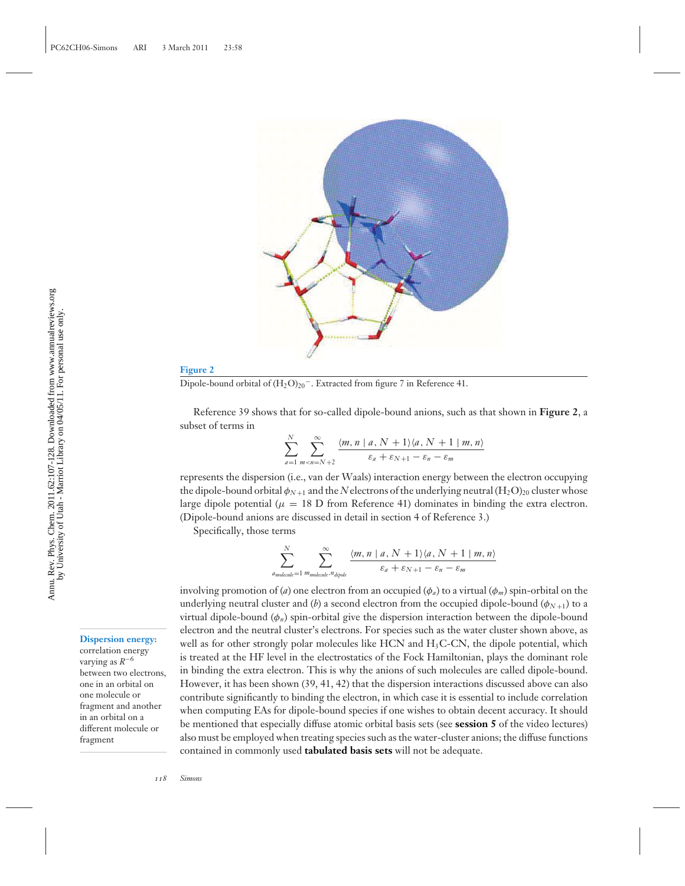**Figure 2**

Dipole-bound orbital of $(H_2O)_{20}^-$. Extracted from figure 7 in Reference 41.

Reference 39 shows that for so-called dipole-bound anions, such as that shown in **Figure 2**, a subset of terms in

$$\sum_{a=1}^{N} \sum_{m<n=N+2}^{\infty} \frac{\langle m, n \mid a, N+1 \rangle \langle a, N+1 \mid m, n \rangle}{\varepsilon_a + \varepsilon_{N+1} - \varepsilon_n - \varepsilon_m}$$

represents the dispersion (i.e., van der Waals) interaction energy between the electron occupying the dipole-bound orbital $\phi_{N+1}$ and the $N$ electrons of the underlying neutral $(H_2O)_{20}$ cluster whose large dipole potential ($\mu = 18$ D from Reference 41) dominates in binding the extra electron. (Dipole-bound anions are discussed in detail in section 4 of Reference 3.)

Specifically, those terms

$$\sum_{a_{molecule}=1}^{N} \sum_{m_{molecule}, n_{dipole}}^{\infty} \frac{\langle m, n \mid a, N+1 \rangle \langle a, N+1 \mid m, n \rangle}{\varepsilon_a + \varepsilon_{N+1} - \varepsilon_n - \varepsilon_m}$$

involving promotion of (*a*) one electron from an occupied ($\phi_a$) to a virtual ($\phi_m$) spin-orbital on the underlying neutral cluster and (*b*) a second electron from the occupied dipole-bound ($\phi_{N+1}$) to a virtual dipole-bound ($\phi_n$) spin-orbital give the dispersion interaction between the dipole-bound electron and the neutral cluster's electrons. For species such as the water cluster shown above, as well as for other strongly polar molecules like HCN and $H_3C$-CN, the dipole potential, which is treated at the HF level in the electrostatics of the Fock Hamiltonian, plays the dominant role in binding the extra electron. This is why the anions of such molecules are called dipole-bound. However, it has been shown (39, 41, 42) that the dispersion interactions discussed above can also contribute significantly to binding the electron, in which case it is essential to include correlation when computing EAs for dipole-bound species if one wishes to obtain decent accuracy. It should be mentioned that especially diffuse atomic orbital basis sets (see **session 5** of the video lectures) also must be employed when treating species such as the water-cluster anions; the diffuse functions contained in commonly used **tabulated basis sets** will not be adequate.

**Dispersion energy:** correlation energy varying as $R^{-6}$ between two electrons, one in an orbital on one molecule or fragment and another in an orbital on a different molecule or fragment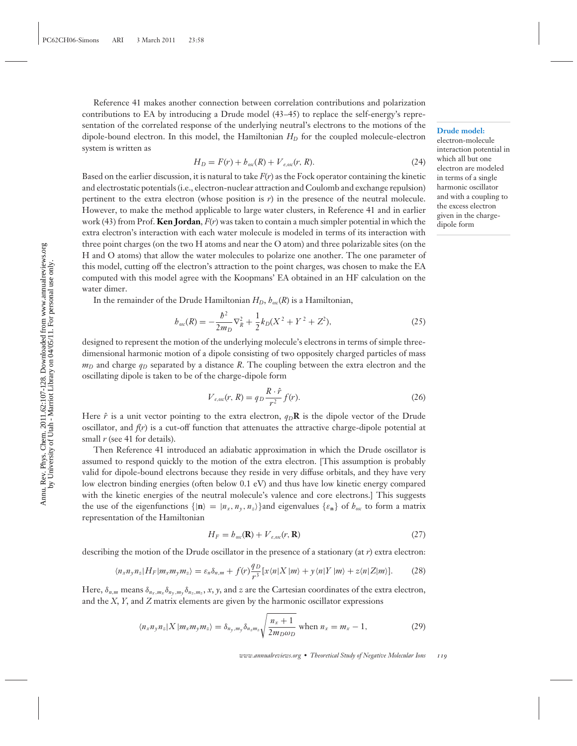Reference 41 makes another connection between correlation contributions and polarization contributions to EA by introducing a Drude model (43–45) to replace the self-energy's representation of the correlated response of the underlying neutral's electrons to the motions of the dipole-bound electron. In this model, the Hamiltonian $H_D$ for the coupled molecule-electron system is written as

**Drude model:** electron-molecule interaction potential in which all but one electron are modeled in terms of a single harmonic oscillator and with a coupling to the excess electron given in the charge-dipole form

$$H_D = F(r) + h_{osc}(R) + V_{e,osc}(r, R). \tag{24}$$

Based on the earlier discussion, it is natural to take $F(r)$ as the Fock operator containing the kinetic and electrostatic potentials (i.e., electron-nuclear attraction and Coulomb and exchange repulsion) pertinent to the extra electron (whose position is $r$) in the presence of the neutral molecule. However, to make the method applicable to large water clusters, in Reference 41 and in earlier work (43) from Prof. **Ken Jordan**, $F(r)$ was taken to contain a much simpler potential in which the extra electron's interaction with each water molecule is modeled in terms of its interaction with three point charges (on the two H atoms and near the O atom) and three polarizable sites (on the H and O atoms) that allow the water molecules to polarize one another. The one parameter of this model, cutting off the electron's attraction to the point charges, was chosen to make the EA computed with this model agree with the Koopmans' EA obtained in an HF calculation on the water dimer.

In the remainder of the Drude Hamiltonian $H_D$, $h_{osc}(R)$ is a Hamiltonian,

$$h_{osc}(R) = -\frac{\hbar^2}{2m_D}\nabla_R^2 + \frac{1}{2}k_D(X^2 + Y^2 + Z^2), \tag{25}$$

designed to represent the motion of the underlying molecule's electrons in terms of simple three-dimensional harmonic motion of a dipole consisting of two oppositely charged particles of mass $m_D$ and charge $q_D$ separated by a distance $R$. The coupling between the extra electron and the oscillating dipole is taken to be of the charge-dipole form

$$V_{e,osc}(r, R) = q_D \frac{R \cdot \hat{r}}{r^2} f(r). \tag{26}$$

Here $\hat{r}$ is a unit vector pointing to the extra electron, $q_D\mathbf{R}$ is the dipole vector of the Drude oscillator, and $f(r)$ is a cut-off function that attenuates the attractive charge-dipole potential at small $r$ (see 41 for details).

Then Reference 41 introduced an adiabatic approximation in which the Drude oscillator is assumed to respond quickly to the motion of the extra electron. [This assumption is probably valid for dipole-bound electrons because they reside in very diffuse orbitals, and they have very low electron binding energies (often below 0.1 eV) and thus have low kinetic energy compared with the kinetic energies of the neutral molecule's valence and core electrons.] This suggests the use of the eigenfunctions $\{|\mathbf{n}\rangle = |n_x, n_y, n_z\rangle\}$and eigenvalues $\{\varepsilon_\mathbf{n}\}$ of $h_{osc}$ to form a matrix representation of the Hamiltonian

$$H_F = h_{osc}(\mathbf{R}) + V_{e,osc}(r, \mathbf{R}) \tag{27}$$

describing the motion of the Drude oscillator in the presence of a stationary (at $r$) extra electron:

$$\langle n_x n_y n_z | H_F | m_x m_y m_z \rangle = \varepsilon_n \delta_{n,m} + f(r)\frac{q_D}{r^3}[x\langle n|X|m\rangle + y\langle n|Y|m\rangle + z\langle n|Z|m\rangle]. \tag{28}$$

Here, $\delta_{n,m}$ means $\delta_{n_x,m_x}\delta_{n_y,m_y}\delta_{n_z,m_z}$, $x$, $y$, and $z$ are the Cartesian coordinates of the extra electron, and the $X$, $Y$, and $Z$ matrix elements are given by the harmonic oscillator expressions

$$\langle n_x n_y n_z | X | m_x m_y m_z \rangle = \delta_{n_y,m_y}\delta_{n_z m_z}\sqrt{\frac{n_x + 1}{2m_D\omega_D}} \text{ when } n_x = m_x - 1, \tag{29}$$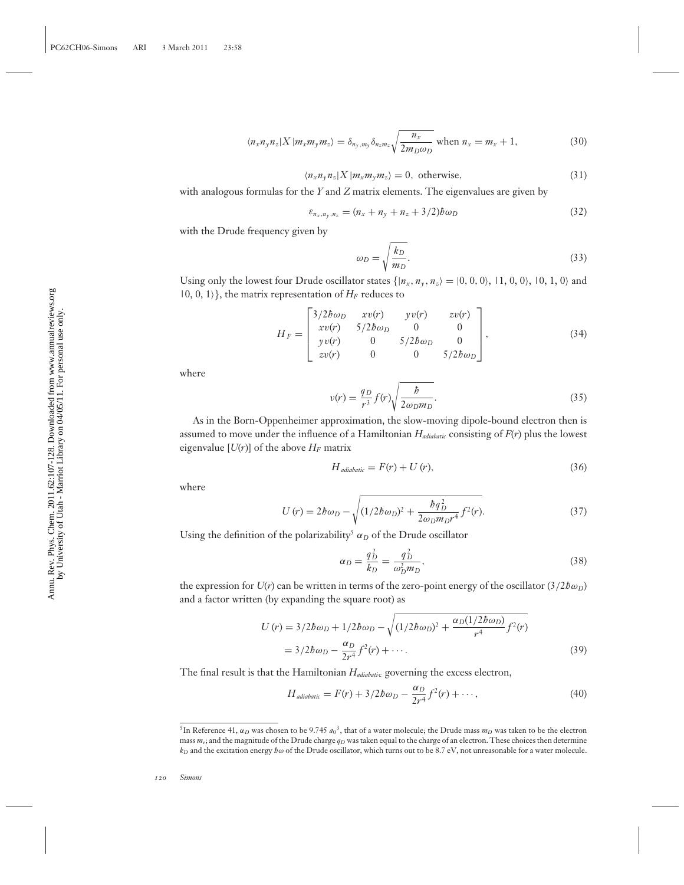$$\langle n_x n_y n_z | X | m_x m_y m_z \rangle = \delta_{n_y, m_y} \delta_{n_z m_z} \sqrt{\frac{n_x}{2 m_D \omega_D}} \text{ when } n_x = m_x + 1, \tag{30}$$

$$\langle n_x n_y n_z | X | m_x m_y m_z \rangle = 0, \text{ otherwise}, \tag{31}$$

with analogous formulas for the $Y$ and $Z$ matrix elements. The eigenvalues are given by

$$\varepsilon_{n_x, n_y, n_z} = (n_x + n_y + n_z + 3/2)\hbar\omega_D \tag{32}$$

with the Drude frequency given by

$$\omega_D = \sqrt{\frac{k_D}{m_D}}. \tag{33}$$

Using only the lowest four Drude oscillator states $\{|n_x, n_y, n_z\rangle = |0, 0, 0\rangle, |1, 0, 0\rangle, |0, 1, 0\rangle$ and $|0, 0, 1\rangle\}$, the matrix representation of $H_F$ reduces to

$$H_F = \begin{bmatrix} 3/2\hbar\omega_D & xv(r) & yv(r) & zv(r) \\ xv(r) & 5/2\hbar\omega_D & 0 & 0 \\ yv(r) & 0 & 5/2\hbar\omega_D & 0 \\ zv(r) & 0 & 0 & 5/2\hbar\omega_D \end{bmatrix}, \tag{34}$$

where

$$v(r) = \frac{q_D}{r^3} f(r) \sqrt{\frac{\hbar}{2\omega_D m_D}}. \tag{35}$$

As in the Born-Oppenheimer approximation, the slow-moving dipole-bound electron then is assumed to move under the influence of a Hamiltonian $H_{adiabatic}$ consisting of $F(r)$ plus the lowest eigenvalue $[U(r)]$ of the above $H_F$ matrix

$$H_{adiabatic} = F(r) + U(r), \tag{36}$$

where

$$U(r) = 2\hbar\omega_D - \sqrt{(1/2\hbar\omega_D)^2 + \frac{\hbar q_D^2}{2\omega_D m_D r^4} f^2(r)}. \tag{37}$$

Using the definition of the polarizability[5] $\alpha_D$ of the Drude oscillator

$$\alpha_D = \frac{q_D^2}{k_D} = \frac{q_D^2}{\omega_D^2 m_D}, \tag{38}$$

the expression for $U(r)$ can be written in terms of the zero-point energy of the oscillator $(3/2\hbar\omega_D)$ and a factor written (by expanding the square root) as

$$\begin{aligned} U(r) &= 3/2\hbar\omega_D + 1/2\hbar\omega_D - \sqrt{(1/2\hbar\omega_D)^2 + \frac{\alpha_D (1/2\hbar\omega_D)}{r^4} f^2(r)} \\ &= 3/2\hbar\omega_D - \frac{\alpha_D}{2r^4} f^2(r) + \cdots. \end{aligned} \tag{39}$$

The final result is that the Hamiltonian $H_{adiabatic}$ governing the excess electron,

$$H_{adiabatic} = F(r) + 3/2\hbar\omega_D - \frac{\alpha_D}{2r^4} f^2(r) + \cdots, \tag{40}$$

[5] In Reference 41, $\alpha_D$ was chosen to be 9.745 $a_0^3$, that of a water molecule; the Drude mass $m_D$ was taken to be the electron mass $m_e$; and the magnitude of the Drude charge $q_D$ was taken equal to the charge of an electron. These choices then determine $k_D$ and the excitation energy $\hbar\omega$ of the Drude oscillator, which turns out to be 8.7 eV, not unreasonable for a water molecule.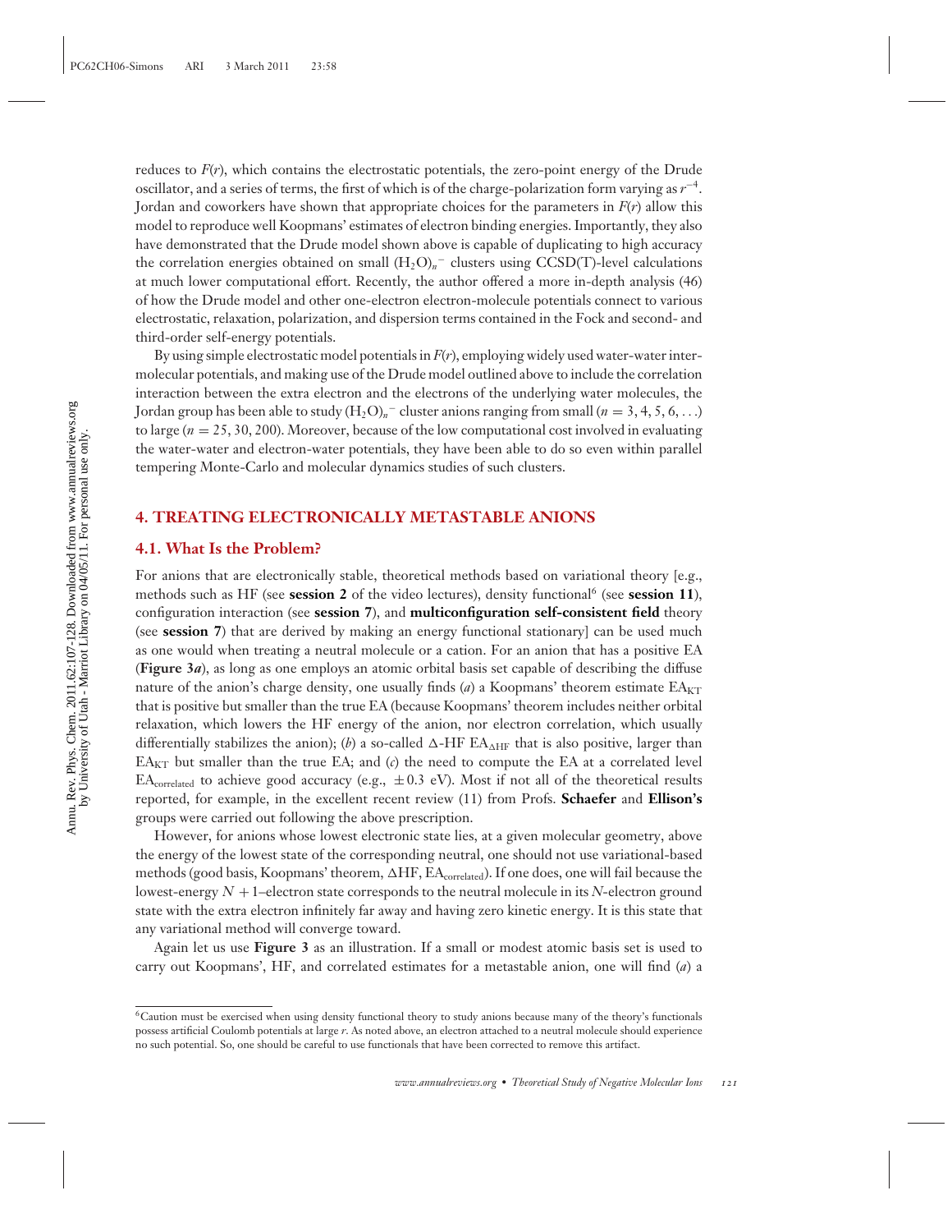reduces to $F(r)$, which contains the electrostatic potentials, the zero-point energy of the Drude oscillator, and a series of terms, the first of which is of the charge-polarization form varying as $r^{-4}$. Jordan and coworkers have shown that appropriate choices for the parameters in $F(r)$ allow this model to reproduce well Koopmans' estimates of electron binding energies. Importantly, they also have demonstrated that the Drude model shown above is capable of duplicating to high accuracy the correlation energies obtained on small $(H_2O)_n{}^-$ clusters using CCSD(T)-level calculations at much lower computational effort. Recently, the author offered a more in-depth analysis (46) of how the Drude model and other one-electron electron-molecule potentials connect to various electrostatic, relaxation, polarization, and dispersion terms contained in the Fock and second- and third-order self-energy potentials.

By using simple electrostatic model potentials in $F(r)$, employing widely used water-water intermolecular potentials, and making use of the Drude model outlined above to include the correlation interaction between the extra electron and the electrons of the underlying water molecules, the Jordan group has been able to study $(H_2O)_n{}^-$ cluster anions ranging from small ($n = 3, 4, 5, 6, \ldots$) to large ($n = 25, 30, 200$). Moreover, because of the low computational cost involved in evaluating the water-water and electron-water potentials, they have been able to do so even within parallel tempering Monte-Carlo and molecular dynamics studies of such clusters.

## 4. TREATING ELECTRONICALLY METASTABLE ANIONS

### 4.1. What Is the Problem?

For anions that are electronically stable, theoretical methods based on variational theory [e.g., methods such as HF (see **session 2** of the video lectures), density functional[6] (see **session 11**), configuration interaction (see **session 7**), and **multiconfiguration self-consistent field** theory (see **session 7**) that are derived by making an energy functional stationary] can be used much as one would when treating a neutral molecule or a cation. For an anion that has a positive EA (**Figure 3*a***), as long as one employs an atomic orbital basis set capable of describing the diffuse nature of the anion's charge density, one usually finds (*a*) a Koopmans' theorem estimate $EA_{KT}$ that is positive but smaller than the true EA (because Koopmans' theorem includes neither orbital relaxation, which lowers the HF energy of the anion, nor electron correlation, which usually differentially stabilizes the anion); (*b*) a so-called $\Delta$-HF $EA_{\Delta HF}$ that is also positive, larger than $EA_{KT}$ but smaller than the true EA; and (*c*) the need to compute the EA at a correlated level $EA_{correlated}$ to achieve good accuracy (e.g., $\pm 0.3$ eV). Most if not all of the theoretical results reported, for example, in the excellent recent review (11) from Profs. **Schaefer** and **Ellison's** groups were carried out following the above prescription.

However, for anions whose lowest electronic state lies, at a given molecular geometry, above the energy of the lowest state of the corresponding neutral, one should not use variational-based methods (good basis, Koopmans' theorem, $\Delta$HF, $EA_{correlated}$). If one does, one will fail because the lowest-energy $N + 1$–electron state corresponds to the neutral molecule in its $N$-electron ground state with the extra electron infinitely far away and having zero kinetic energy. It is this state that any variational method will converge toward.

Again let us use **Figure 3** as an illustration. If a small or modest atomic basis set is used to carry out Koopmans', HF, and correlated estimates for a metastable anion, one will find (*a*) a

[6] Caution must be exercised when using density functional theory to study anions because many of the theory's functionals possess artificial Coulomb potentials at large $r$. As noted above, an electron attached to a neutral molecule should experience no such potential. So, one should be careful to use functionals that have been corrected to remove this artifact.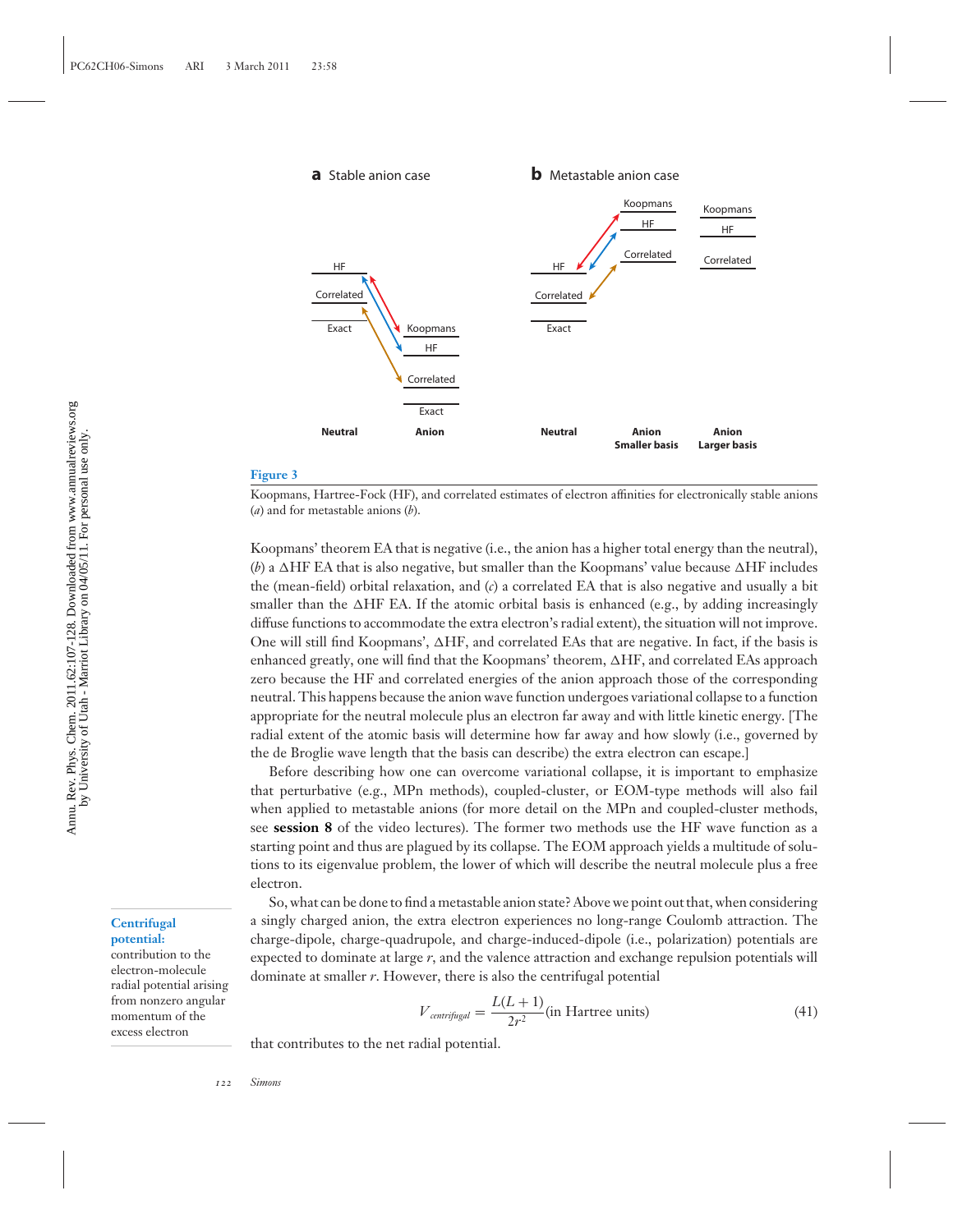**Figure 3**

Koopmans, Hartree-Fock (HF), and correlated estimates of electron affinities for electronically stable anions (*a*) and for metastable anions (*b*).

Koopmans' theorem EA that is negative (i.e., the anion has a higher total energy than the neutral), (*b*) a ΔHF EA that is also negative, but smaller than the Koopmans' value because ΔHF includes the (mean-field) orbital relaxation, and (*c*) a correlated EA that is also negative and usually a bit smaller than the ΔHF EA. If the atomic orbital basis is enhanced (e.g., by adding increasingly diffuse functions to accommodate the extra electron's radial extent), the situation will not improve. One will still find Koopmans', ΔHF, and correlated EAs that are negative. In fact, if the basis is enhanced greatly, one will find that the Koopmans' theorem, ΔHF, and correlated EAs approach zero because the HF and correlated energies of the anion approach those of the corresponding neutral. This happens because the anion wave function undergoes variational collapse to a function appropriate for the neutral molecule plus an electron far away and with little kinetic energy. [The radial extent of the atomic basis will determine how far away and how slowly (i.e., governed by the de Broglie wave length that the basis can describe) the extra electron can escape.]

Before describing how one can overcome variational collapse, it is important to emphasize that perturbative (e.g., MPn methods), coupled-cluster, or EOM-type methods will also fail when applied to metastable anions (for more detail on the MPn and coupled-cluster methods, see **session 8** of the video lectures). The former two methods use the HF wave function as a starting point and thus are plagued by its collapse. The EOM approach yields a multitude of solutions to its eigenvalue problem, the lower of which will describe the neutral molecule plus a free electron.

**Centrifugal potential:** contribution to the electron-molecule radial potential arising from nonzero angular momentum of the excess electron

So, what can be done to find a metastable anion state? Above we point out that, when considering a singly charged anion, the extra electron experiences no long-range Coulomb attraction. The charge-dipole, charge-quadrupole, and charge-induced-dipole (i.e., polarization) potentials are expected to dominate at large $r$, and the valence attraction and exchange repulsion potentials will dominate at smaller $r$. However, there is also the centrifugal potential

$$V_{centrifugal} = \frac{L(L+1)}{2r^2} \text{(in Hartree units)} \tag{41}$$

that contributes to the net radial potential.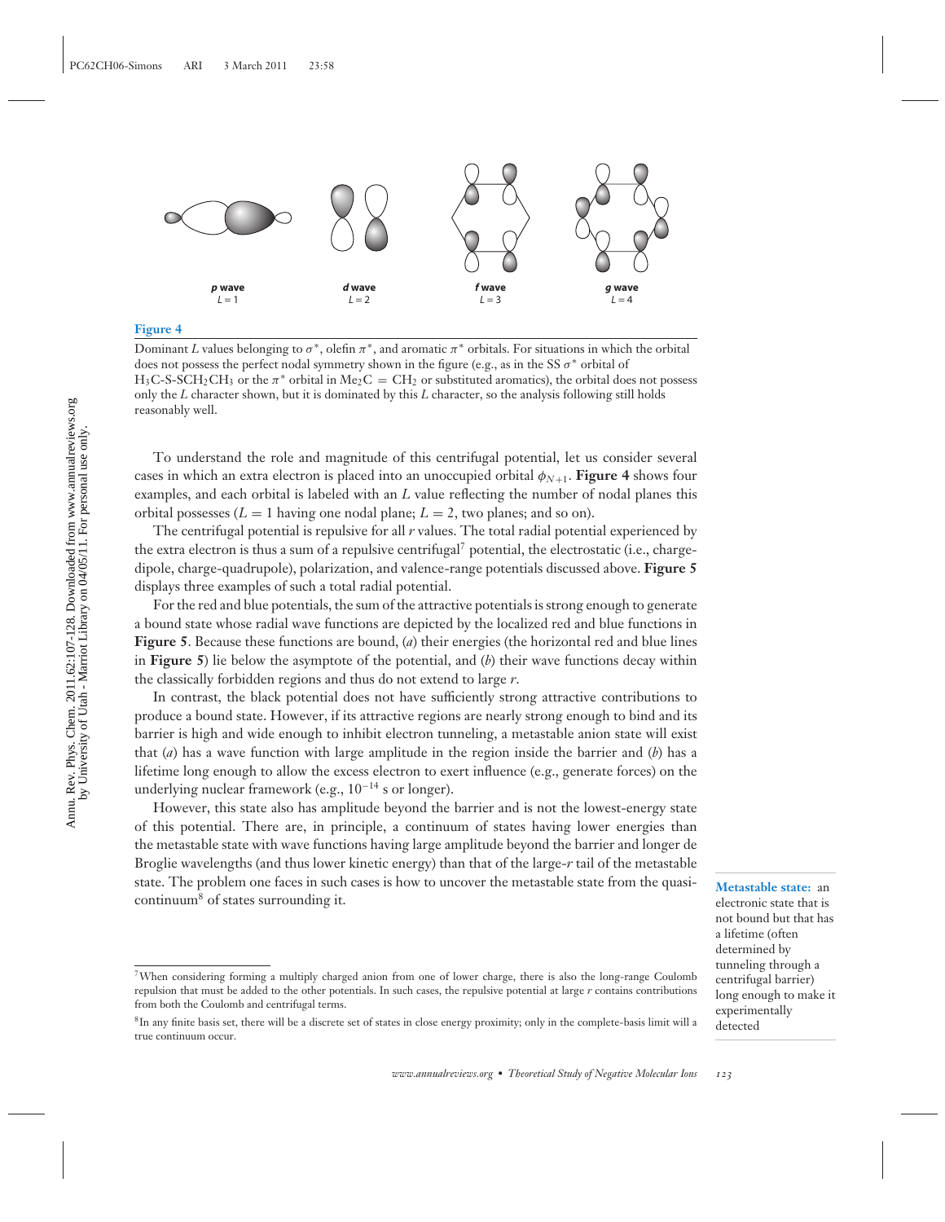**p wave**
$L = 1$

**d wave**
$L = 2$

**f wave**
$L = 3$

**g wave**
$L = 4$

**Figure 4**

Dominant $L$ values belonging to $\sigma^*$, olefin $\pi^*$, and aromatic $\pi^*$ orbitals. For situations in which the orbital does not possess the perfect nodal symmetry shown in the figure (e.g., as in the SS $\sigma^*$ orbital of $H_3C$-S-$SCH_2CH_3$ or the $\pi^*$ orbital in $Me_2C = CH_2$ or substituted aromatics), the orbital does not possess only the $L$ character shown, but it is dominated by this $L$ character, so the analysis following still holds reasonably well.

To understand the role and magnitude of this centrifugal potential, let us consider several cases in which an extra electron is placed into an unoccupied orbital $\phi_{N+1}$. **Figure 4** shows four examples, and each orbital is labeled with an $L$ value reflecting the number of nodal planes this orbital possesses ($L = 1$ having one nodal plane; $L = 2$, two planes; and so on).

The centrifugal potential is repulsive for all $r$ values. The total radial potential experienced by the extra electron is thus a sum of a repulsive centrifugal[7] potential, the electrostatic (i.e., charge-dipole, charge-quadrupole), polarization, and valence-range potentials discussed above. **Figure 5** displays three examples of such a total radial potential.

For the red and blue potentials, the sum of the attractive potentials is strong enough to generate a bound state whose radial wave functions are depicted by the localized red and blue functions in **Figure 5**. Because these functions are bound, (*a*) their energies (the horizontal red and blue lines in **Figure 5**) lie below the asymptote of the potential, and (*b*) their wave functions decay within the classically forbidden regions and thus do not extend to large $r$.

In contrast, the black potential does not have sufficiently strong attractive contributions to produce a bound state. However, if its attractive regions are nearly strong enough to bind and its barrier is high and wide enough to inhibit electron tunneling, a metastable anion state will exist that (*a*) has a wave function with large amplitude in the region inside the barrier and (*b*) has a lifetime long enough to allow the excess electron to exert influence (e.g., generate forces) on the underlying nuclear framework (e.g., $10^{-14}$ s or longer).

However, this state also has amplitude beyond the barrier and is not the lowest-energy state of this potential. There are, in principle, a continuum of states having lower energies than the metastable state with wave functions having large amplitude beyond the barrier and longer de Broglie wavelengths (and thus lower kinetic energy) than that of the large-$r$ tail of the metastable state. The problem one faces in such cases is how to uncover the metastable state from the quasi-continuum[8] of states surrounding it.

**Metastable state:** an electronic state that is not bound but that has a lifetime (often determined by tunneling through a centrifugal barrier) long enough to make it experimentally detected

[7]When considering forming a multiply charged anion from one of lower charge, there is also the long-range Coulomb repulsion that must be added to the other potentials. In such cases, the repulsive potential at large $r$ contains contributions from both the Coulomb and centrifugal terms.

[8]In any finite basis set, there will be a discrete set of states in close energy proximity; only in the complete-basis limit will a true continuum occur.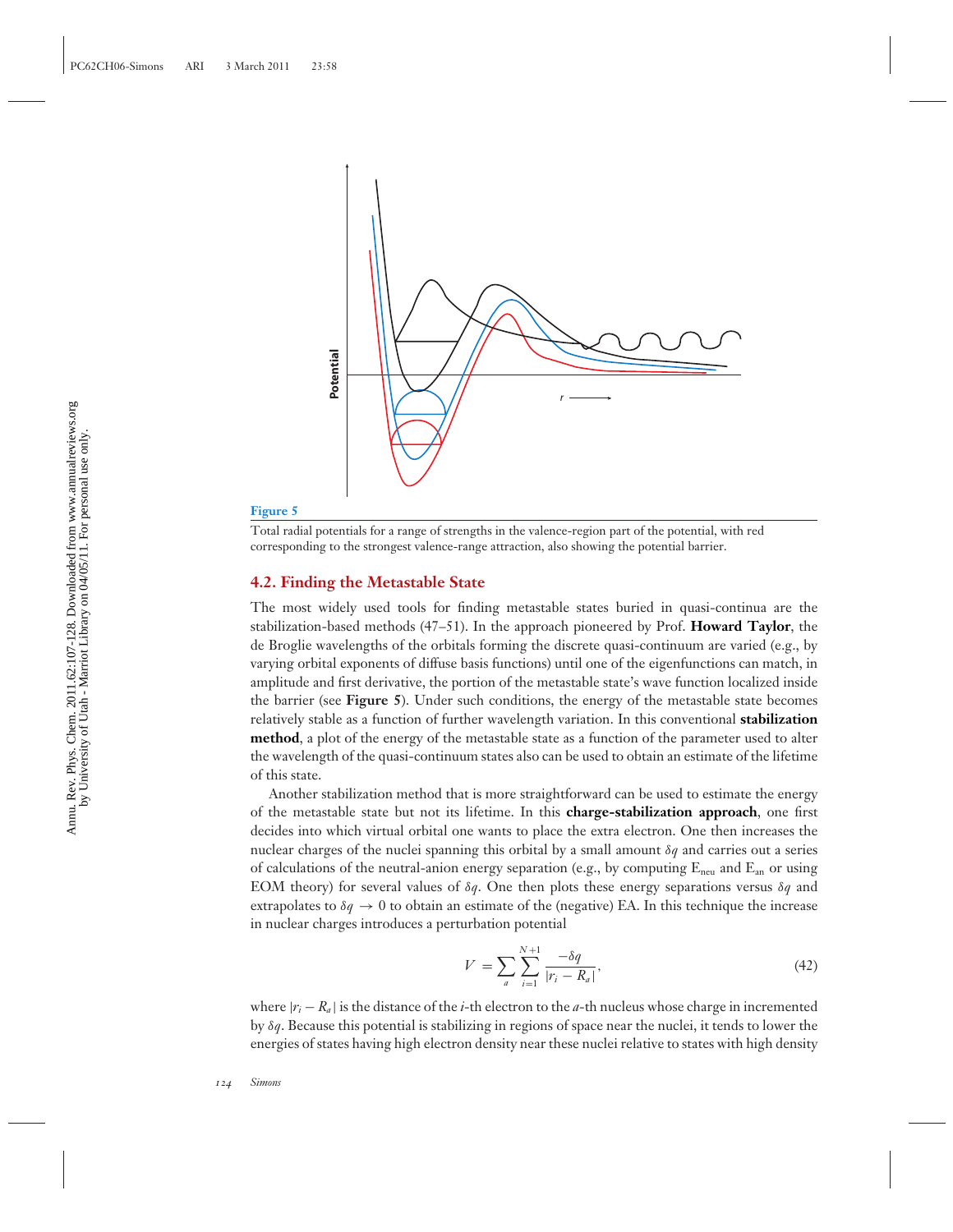Potential

r

**Figure 5**

Total radial potentials for a range of strengths in the valence-region part of the potential, with red corresponding to the strongest valence-range attraction, also showing the potential barrier.

## 4.2. Finding the Metastable State

The most widely used tools for finding metastable states buried in quasi-continua are the stabilization-based methods (47–51). In the approach pioneered by Prof. **Howard Taylor**, the de Broglie wavelengths of the orbitals forming the discrete quasi-continuum are varied (e.g., by varying orbital exponents of diffuse basis functions) until one of the eigenfunctions can match, in amplitude and first derivative, the portion of the metastable state's wave function localized inside the barrier (see **Figure 5**). Under such conditions, the energy of the metastable state becomes relatively stable as a function of further wavelength variation. In this conventional **stabilization method**, a plot of the energy of the metastable state as a function of the parameter used to alter the wavelength of the quasi-continuum states also can be used to obtain an estimate of the lifetime of this state.

Another stabilization method that is more straightforward can be used to estimate the energy of the metastable state but not its lifetime. In this **charge-stabilization approach**, one first decides into which virtual orbital one wants to place the extra electron. One then increases the nuclear charges of the nuclei spanning this orbital by a small amount $\delta q$ and carries out a series of calculations of the neutral-anion energy separation (e.g., by computing $E_{neu}$ and $E_{an}$ or using EOM theory) for several values of $\delta q$. One then plots these energy separations versus $\delta q$ and extrapolates to $\delta q \rightarrow 0$ to obtain an estimate of the (negative) EA. In this technique the increase in nuclear charges introduces a perturbation potential

$$V = \sum_{a} \sum_{i=1}^{N+1} \frac{-\delta q}{|r_i - R_a|}, \tag{42}$$

where $|r_i - R_a|$ is the distance of the $i$-th electron to the $a$-th nucleus whose charge in incremented by $\delta q$. Because this potential is stabilizing in regions of space near the nuclei, it tends to lower the energies of states having high electron density near these nuclei relative to states with high density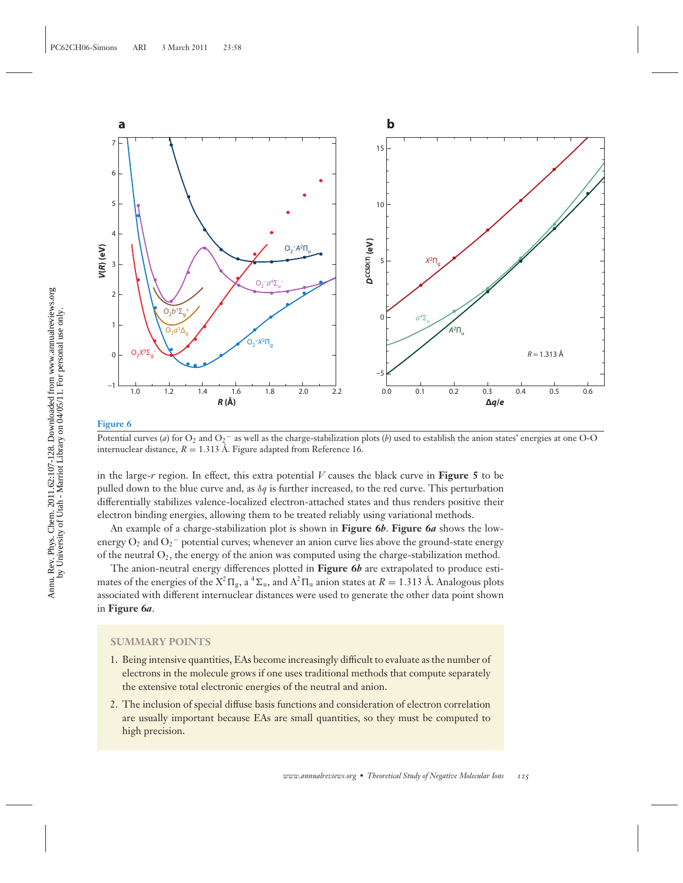a

7
6
5
4
3
2
1
0
−1

V(R) (eV)

1.0
1.2
1.4
1.6
1.8
2.0
2.2

R (Å)

$O_2^-A^2\Pi_u$

$O_2^-a^4\Sigma_u^-$

$O_2b^1\Sigma_g^+$

$O_2a^1\Delta_g$

$O_2X^3\Sigma_g^-$

$O_2^-X^2\Pi_g$

b

15
10
5
0
−5

$D^{CCSD(T)}$ (eV)

0.0
0.1
0.2
0.3
0.4
0.5
0.6

Δq/e

$X^2\Pi_g$

$a^4\Sigma_u$

$A^2\Pi_u$

R = 1.313 Å

**Figure 6**

Potential curves (*a*) for $O_2$ and $O_2^-$ as well as the charge-stabilization plots (*b*) used to establish the anion states' energies at one O-O internuclear distance, $R = 1.313$ Å. Figure adapted from Reference 16.

in the large-$r$ region. In effect, this extra potential $V$ causes the black curve in **Figure 5** to be pulled down to the blue curve and, as $\delta q$ is further increased, to the red curve. This perturbation differentially stabilizes valence-localized electron-attached states and thus renders positive their electron binding energies, allowing them to be treated reliably using variational methods.

An example of a charge-stabilization plot is shown in **Figure 6*b***. **Figure 6*a*** shows the low-energy $O_2$ and $O_2^-$ potential curves; whenever an anion curve lies above the ground-state energy of the neutral $O_2$, the energy of the anion was computed using the charge-stabilization method.

The anion-neutral energy differences plotted in **Figure 6*b*** are extrapolated to produce estimates of the energies of the $X^2\Pi_g$, $a^4\Sigma_u$, and $A^2\Pi_u$ anion states at $R = 1.313$ Å. Analogous plots associated with different internuclear distances were used to generate the other data point shown in **Figure 6*a***.

## SUMMARY POINTS

1. Being intensive quantities, EAs become increasingly difficult to evaluate as the number of electrons in the molecule grows if one uses traditional methods that compute separately the extensive total electronic energies of the neutral and anion.
2. The inclusion of special diffuse basis functions and consideration of electron correlation are usually important because EAs are small quantities, so they must be computed to high precision.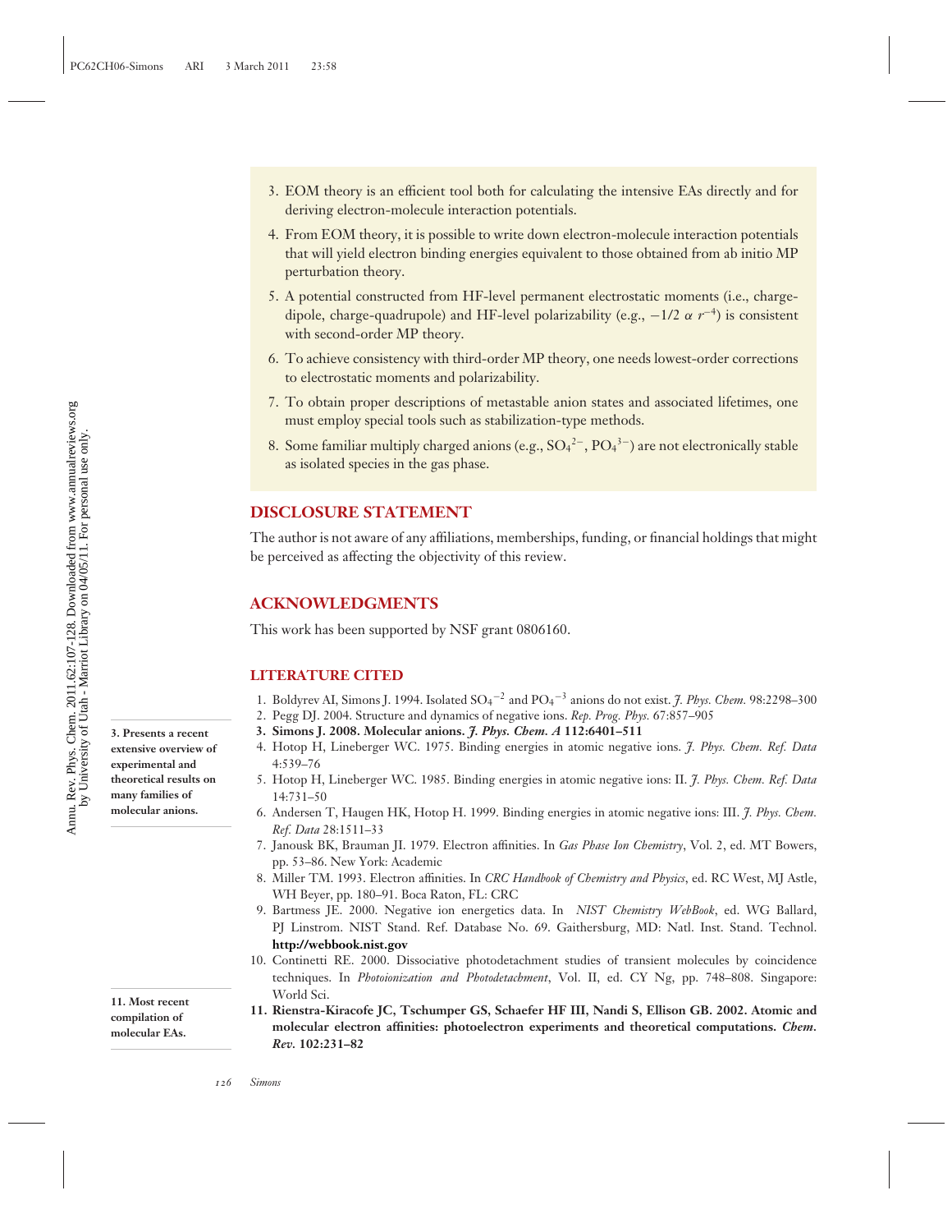3. EOM theory is an efficient tool both for calculating the intensive EAs directly and for deriving electron-molecule interaction potentials.
4. From EOM theory, it is possible to write down electron-molecule interaction potentials that will yield electron binding energies equivalent to those obtained from ab initio MP perturbation theory.
5. A potential constructed from HF-level permanent electrostatic moments (i.e., charge-dipole, charge-quadrupole) and HF-level polarizability (e.g., $-1/2\ \alpha\ r^{-4}$) is consistent with second-order MP theory.
6. To achieve consistency with third-order MP theory, one needs lowest-order corrections to electrostatic moments and polarizability.
7. To obtain proper descriptions of metastable anion states and associated lifetimes, one must employ special tools such as stabilization-type methods.
8. Some familiar multiply charged anions (e.g., $SO_4^{2-}$, $PO_4^{3-}$) are not electronically stable as isolated species in the gas phase.

## DISCLOSURE STATEMENT

The author is not aware of any affiliations, memberships, funding, or financial holdings that might be perceived as affecting the objectivity of this review.

## ACKNOWLEDGMENTS

This work has been supported by NSF grant 0806160.

## LITERATURE CITED

1. Boldyrev AI, Simons J. 1994. Isolated $SO_4^{-2}$ and $PO_4^{-3}$ anions do not exist. *J. Phys. Chem.* 98:2298–300
2. Pegg DJ. 2004. Structure and dynamics of negative ions. *Rep. Prog. Phys.* 67:857–905
3. **Simons J. 2008. Molecular anions. *J. Phys. Chem. A* 112:6401–511**
4. Hotop H, Lineberger WC. 1975. Binding energies in atomic negative ions. *J. Phys. Chem. Ref. Data* 4:539–76
5. Hotop H, Lineberger WC. 1985. Binding energies in atomic negative ions: II. *J. Phys. Chem. Ref. Data* 14:731–50
6. Andersen T, Haugen HK, Hotop H. 1999. Binding energies in atomic negative ions: III. *J. Phys. Chem. Ref. Data* 28:1511–33
7. Janousk BK, Brauman JI. 1979. Electron affinities. In *Gas Phase Ion Chemistry*, Vol. 2, ed. MT Bowers, pp. 53–86. New York: Academic
8. Miller TM. 1993. Electron affinities. In *CRC Handbook of Chemistry and Physics*, ed. RC West, MJ Astle, WH Beyer, pp. 180–91. Boca Raton, FL: CRC
9. Bartmess JE. 2000. Negative ion energetics data. In *NIST Chemistry WebBook*, ed. WG Ballard, PJ Linstrom. NIST Stand. Ref. Database No. 69. Gaithersburg, MD: Natl. Inst. Stand. Technol. **http://webbook.nist.gov**
10. Continetti RE. 2000. Dissociative photodetachment studies of transient molecules by coincidence techniques. In *Photoionization and Photodetachment*, Vol. II, ed. CY Ng, pp. 748–808. Singapore: World Sci.
11. **Rienstra-Kiracofe JC, Tschumper GS, Schaefer HF III, Nandi S, Ellison GB. 2002. Atomic and molecular electron affinities: photoelectron experiments and theoretical computations. *Chem. Rev.* 102:231–82**

**3. Presents a recent extensive overview of experimental and theoretical results on many families of molecular anions.**

**11. Most recent compilation of molecular EAs.**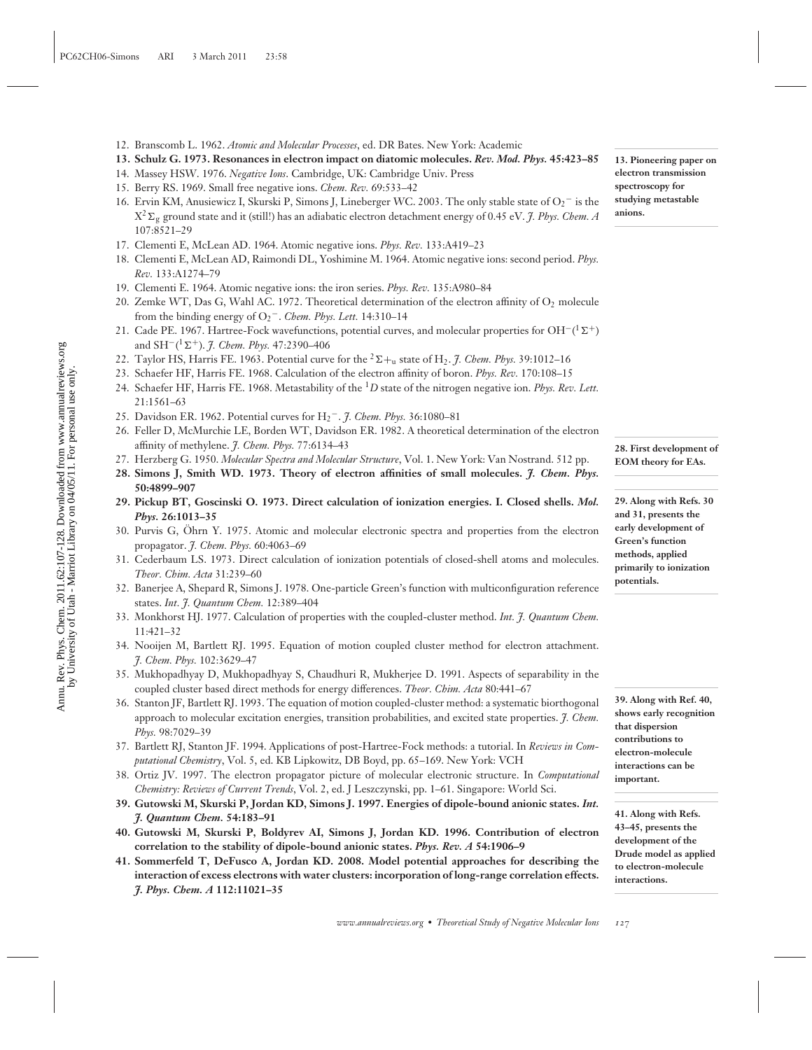12. Branscomb L. 1962. *Atomic and Molecular Processes*, ed. DR Bates. New York: Academic
13. **Schulz G. 1973. Resonances in electron impact on diatomic molecules. *Rev. Mod. Phys.* 45:423–85**
14. Massey HSW. 1976. *Negative Ions*. Cambridge, UK: Cambridge Univ. Press
15. Berry RS. 1969. Small free negative ions. *Chem. Rev.* 69:533–42
16. Ervin KM, Anusiewicz I, Skurski P, Simons J, Lineberger WC. 2003. The only stable state of $O_2^-$ is the $X^2\Sigma_g$ ground state and it (still!) has an adiabatic electron detachment energy of 0.45 eV. *J. Phys. Chem. A* 107:8521–29
17. Clementi E, McLean AD. 1964. Atomic negative ions. *Phys. Rev.* 133:A419–23
18. Clementi E, McLean AD, Raimondi DL, Yoshimine M. 1964. Atomic negative ions: second period. *Phys. Rev.* 133:A1274–79
19. Clementi E. 1964. Atomic negative ions: the iron series. *Phys. Rev.* 135:A980–84
20. Zemke WT, Das G, Wahl AC. 1972. Theoretical determination of the electron affinity of $O_2$ molecule from the binding energy of $O_2^-$. *Chem. Phys. Lett.* 14:310–14
21. Cade PE. 1967. Hartree-Fock wavefunctions, potential curves, and molecular properties for $OH^-(^1\Sigma^+)$ and $SH^-(^1\Sigma^+)$. *J. Chem. Phys.* 47:2390–406
22. Taylor HS, Harris FE. 1963. Potential curve for the $^2\Sigma+_u$ state of $H_2$. *J. Chem. Phys.* 39:1012–16
23. Schaefer HF, Harris FE. 1968. Calculation of the electron affinity of boron. *Phys. Rev.* 170:108–15
24. Schaefer HF, Harris FE. 1968. Metastability of the $^1D$ state of the nitrogen negative ion. *Phys. Rev. Lett.* 21:1561–63
25. Davidson ER. 1962. Potential curves for $H_2^-$. *J. Chem. Phys.* 36:1080–81
26. Feller D, McMurchie LE, Borden WT, Davidson ER. 1982. A theoretical determination of the electron affinity of methylene. *J. Chem. Phys.* 77:6134–43
27. Herzberg G. 1950. *Molecular Spectra and Molecular Structure*, Vol. 1. New York: Van Nostrand. 512 pp.
28. **Simons J, Smith WD. 1973. Theory of electron affinities of small molecules. *J. Chem. Phys.* 50:4899–907**
29. **Pickup BT, Goscinski O. 1973. Direct calculation of ionization energies. I. Closed shells. *Mol. Phys.* 26:1013–35**
30. Purvis G, Öhrn Y. 1975. Atomic and molecular electronic spectra and properties from the electron propagator. *J. Chem. Phys.* 60:4063–69
31. Cederbaum LS. 1973. Direct calculation of ionization potentials of closed-shell atoms and molecules. *Theor. Chim. Acta* 31:239–60
32. Banerjee A, Shepard R, Simons J. 1978. One-particle Green's function with multiconfiguration reference states. *Int. J. Quantum Chem.* 12:389–404
33. Monkhorst HJ. 1977. Calculation of properties with the coupled-cluster method. *Int. J. Quantum Chem.* 11:421–32
34. Nooijen M, Bartlett RJ. 1995. Equation of motion coupled cluster method for electron attachment. *J. Chem. Phys.* 102:3629–47
35. Mukhopadhyay D, Mukhopadhyay S, Chaudhuri R, Mukherjee D. 1991. Aspects of separability in the coupled cluster based direct methods for energy differences. *Theor. Chim. Acta* 80:441–67
36. Stanton JF, Bartlett RJ. 1993. The equation of motion coupled-cluster method: a systematic biorthogonal approach to molecular excitation energies, transition probabilities, and excited state properties. *J. Chem. Phys.* 98:7029–39
37. Bartlett RJ, Stanton JF. 1994. Applications of post-Hartree-Fock methods: a tutorial. In *Reviews in Computational Chemistry*, Vol. 5, ed. KB Lipkowitz, DB Boyd, pp. 65–169. New York: VCH
38. Ortiz JV. 1997. The electron propagator picture of molecular electronic structure. In *Computational Chemistry: Reviews of Current Trends*, Vol. 2, ed. J Leszczynski, pp. 1–61. Singapore: World Sci.
39. **Gutowski M, Skurski P, Jordan KD, Simons J. 1997. Energies of dipole-bound anionic states. *Int. J. Quantum Chem.* 54:183–91**
40. **Gutowski M, Skurski P, Boldyrev AI, Simons J, Jordan KD. 1996. Contribution of electron correlation to the stability of dipole-bound anionic states. *Phys. Rev. A* 54:1906–9**
41. **Sommerfeld T, DeFusco A, Jordan KD. 2008. Model potential approaches for describing the interaction of excess electrons with water clusters: incorporation of long-range correlation effects. *J. Phys. Chem. A* 112:11021–35**

**13. Pioneering paper on electron transmission spectroscopy for studying metastable anions.**

**28. First development of EOM theory for EAs.**

**29. Along with Refs. 30 and 31, presents the early development of Green's function methods, applied primarily to ionization potentials.**

**39. Along with Ref. 40, shows early recognition that dispersion contributions to electron-molecule interactions can be important.**

**41. Along with Refs. 43–45, presents the development of the Drude model as applied to electron-molecule interactions.**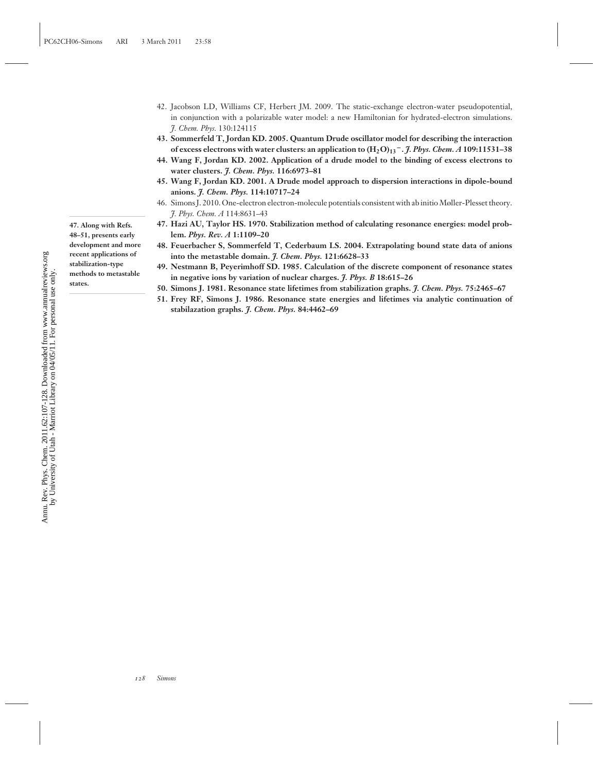42. Jacobson LD, Williams CF, Herbert JM. 2009. The static-exchange electron-water pseudopotential, in conjunction with a polarizable water model: a new Hamiltonian for hydrated-electron simulations. *J. Chem. Phys.* 130:124115

**43. Sommerfeld T, Jordan KD. 2005. Quantum Drude oscillator model for describing the interaction of excess electrons with water clusters: an application to $(H_2O)_{13}{}^-$. *J. Phys. Chem. A* 109:11531–38**

**44. Wang F, Jordan KD. 2002. Application of a drude model to the binding of excess electrons to water clusters. *J. Chem. Phys.* 116:6973–81**

**45. Wang F, Jordan KD. 2001. A Drude model approach to dispersion interactions in dipole-bound anions. *J. Chem. Phys.* 114:10717–24**

46. Simons J. 2010. One-electron electron-molecule potentials consistent with ab initio Møller-Plesset theory. *J. Phys. Chem. A* 114:8631–43

**47. Hazi AU, Taylor HS. 1970. Stabilization method of calculating resonance energies: model problem. *Phys. Rev. A* 1:1109–20**

**47. Along with Refs. 48–51, presents early development and more recent applications of stabilization-type methods to metastable states.**

**48. Feuerbacher S, Sommerfeld T, Cederbaum LS. 2004. Extrapolating bound state data of anions into the metastable domain. *J. Chem. Phys.* 121:6628–33**

**49. Nestmann B, Peyerimhoff SD. 1985. Calculation of the discrete component of resonance states in negative ions by variation of nuclear charges. *J. Phys. B* 18:615–26**

**50. Simons J. 1981. Resonance state lifetimes from stabilization graphs. *J. Chem. Phys.* 75:2465–67**

**51. Frey RF, Simons J. 1986. Resonance state energies and lifetimes via analytic continuation of stabilazation graphs. *J. Chem. Phys.* 84:4462–69**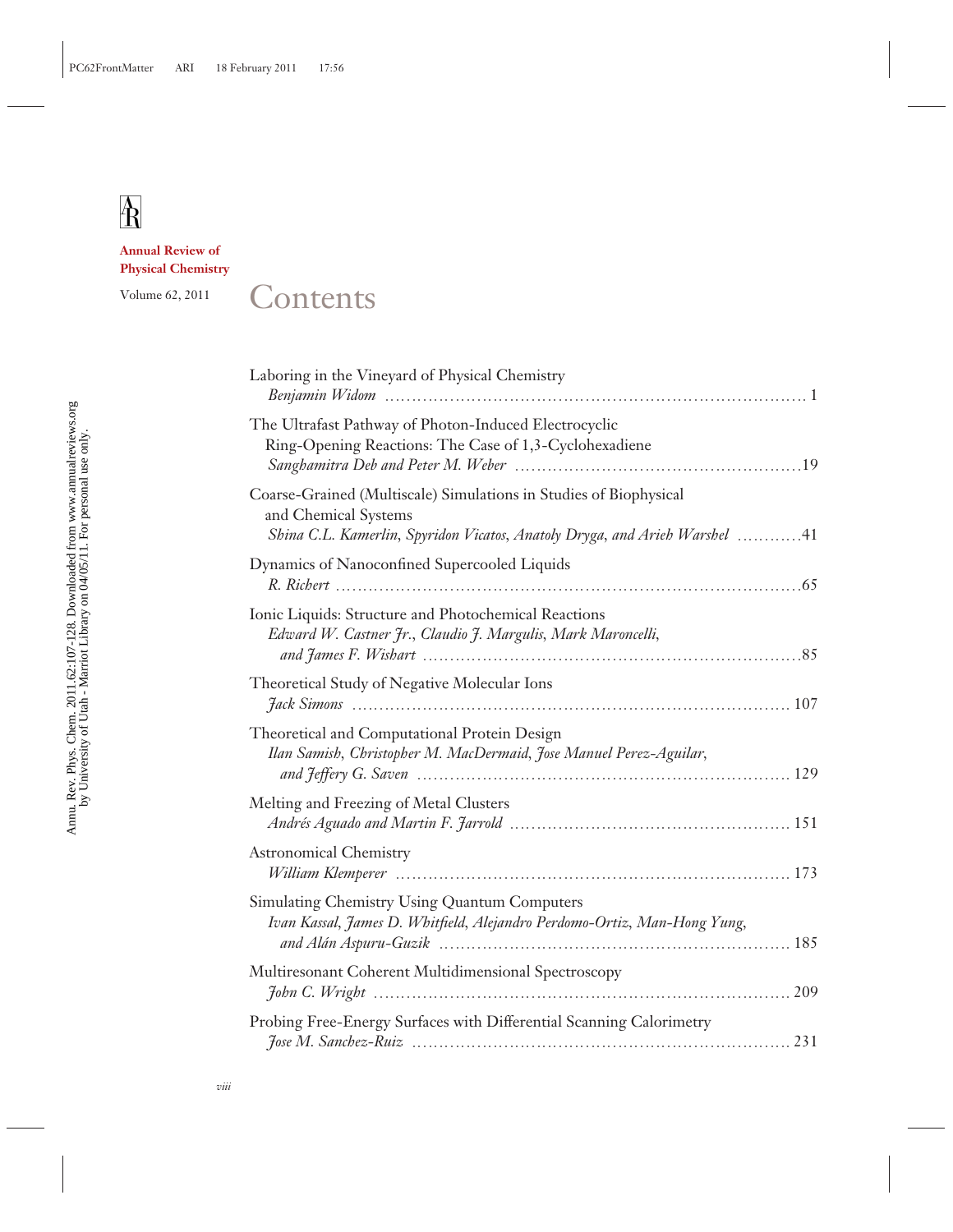**Annual Review of Physical Chemistry**

Volume 62, 2011

# Contents

Laboring in the Vineyard of Physical Chemistry
*Benjamin Widom* . . . . . . . . . . 1

The Ultrafast Pathway of Photon-Induced Electrocyclic Ring-Opening Reactions: The Case of 1,3-Cyclohexadiene
*Sanghamitra Deb and Peter M. Weber* . . . . . . . . . . 19

Coarse-Grained (Multiscale) Simulations in Studies of Biophysical and Chemical Systems
*Shina C.L. Kamerlin, Spyridon Vicatos, Anatoly Dryga, and Arieh Warshel* . . . . . . . . . . 41

Dynamics of Nanoconfined Supercooled Liquids
*R. Richert* . . . . . . . . . . 65

Ionic Liquids: Structure and Photochemical Reactions
*Edward W. Castner Jr., Claudio J. Margulis, Mark Maroncelli, and James F. Wishart* . . . . . . . . . . 85

Theoretical Study of Negative Molecular Ions
*Jack Simons* . . . . . . . . . . 107

Theoretical and Computational Protein Design
*Ilan Samish, Christopher M. MacDermaid, Jose Manuel Perez-Aguilar, and Jeffery G. Saven* . . . . . . . . . . 129

Melting and Freezing of Metal Clusters
*Andrés Aguado and Martin F. Jarrold* . . . . . . . . . . 151

Astronomical Chemistry
*William Klemperer* . . . . . . . . . . 173

Simulating Chemistry Using Quantum Computers
*Ivan Kassal, James D. Whitfield, Alejandro Perdomo-Ortiz, Man-Hong Yung, and Alán Aspuru-Guzik* . . . . . . . . . . 185

Multiresonant Coherent Multidimensional Spectroscopy
*John C. Wright* . . . . . . . . . . 209

Probing Free-Energy Surfaces with Differential Scanning Calorimetry
*Jose M. Sanchez-Ruiz* . . . . . . . . . . 231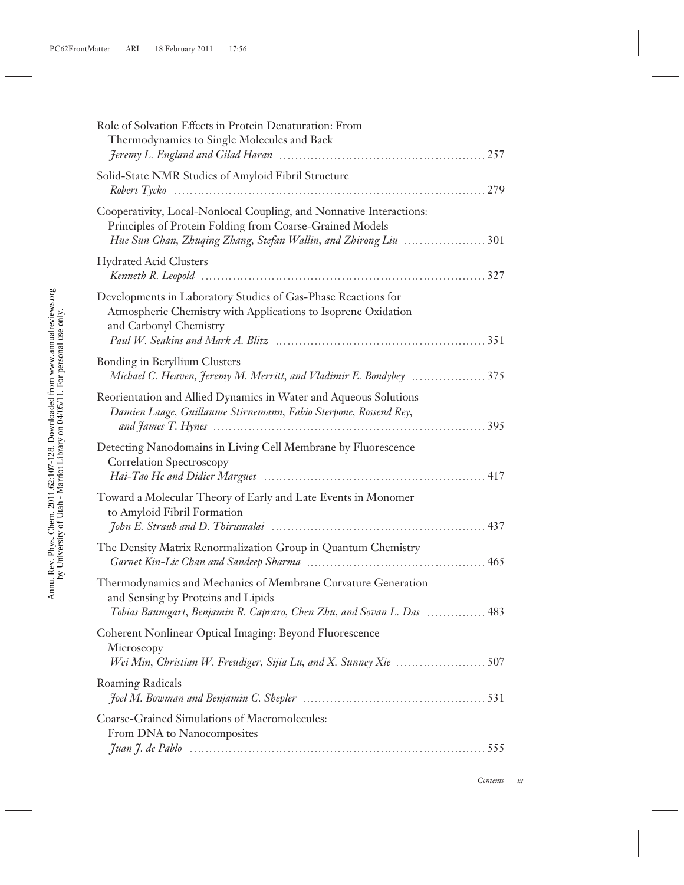Role of Solvation Effects in Protein Denaturation: From Thermodynamics to Single Molecules and Back
*Jeremy L. England and Gilad Haran* ........ 257

Solid-State NMR Studies of Amyloid Fibril Structure
*Robert Tycko* ........ 279

Cooperativity, Local-Nonlocal Coupling, and Nonnative Interactions: Principles of Protein Folding from Coarse-Grained Models
*Hue Sun Chan, Zhuqing Zhang, Stefan Wallin, and Zhirong Liu* ........ 301

Hydrated Acid Clusters
*Kenneth R. Leopold* ........ 327

Developments in Laboratory Studies of Gas-Phase Reactions for Atmospheric Chemistry with Applications to Isoprene Oxidation and Carbonyl Chemistry
*Paul W. Seakins and Mark A. Blitz* ........ 351

Bonding in Beryllium Clusters
*Michael C. Heaven, Jeremy M. Merritt, and Vladimir E. Bondybey* ........ 375

Reorientation and Allied Dynamics in Water and Aqueous Solutions
*Damien Laage, Guillaume Stirnemann, Fabio Sterpone, Rossend Rey, and James T. Hynes* ........ 395

Detecting Nanodomains in Living Cell Membrane by Fluorescence Correlation Spectroscopy
*Hai-Tao He and Didier Marguet* ........ 417

Toward a Molecular Theory of Early and Late Events in Monomer to Amyloid Fibril Formation
*John E. Straub and D. Thirumalai* ........ 437

The Density Matrix Renormalization Group in Quantum Chemistry
*Garnet Kin-Lic Chan and Sandeep Sharma* ........ 465

Thermodynamics and Mechanics of Membrane Curvature Generation and Sensing by Proteins and Lipids
*Tobias Baumgart, Benjamin R. Capraro, Chen Zhu, and Sovan L. Das* ........ 483

Coherent Nonlinear Optical Imaging: Beyond Fluorescence Microscopy
*Wei Min, Christian W. Freudiger, Sijia Lu, and X. Sunney Xie* ........ 507

Roaming Radicals
*Joel M. Bowman and Benjamin C. Shepler* ........ 531

Coarse-Grained Simulations of Macromolecules: From DNA to Nanocomposites
*Juan J. de Pablo* ........ 555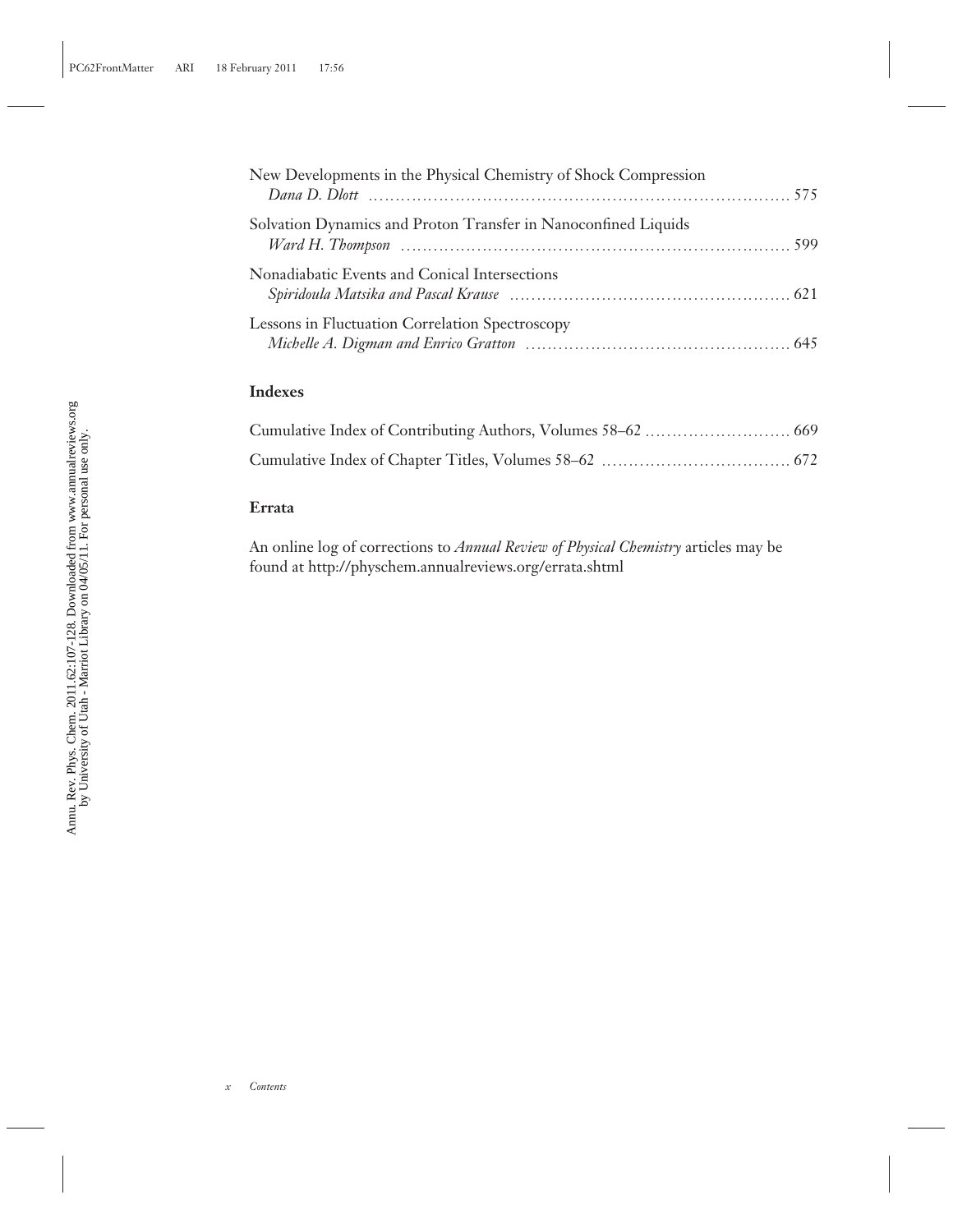New Developments in the Physical Chemistry of Shock Compression
*Dana D. Dlott* ..................................................................... 575

Solvation Dynamics and Proton Transfer in Nanoconfined Liquids
*Ward H. Thompson* ................................................................ 599

Nonadiabatic Events and Conical Intersections
*Spiridoula Matsika and Pascal Krause* ............................................ 621

Lessons in Fluctuation Correlation Spectroscopy
*Michelle A. Digman and Enrico Gratton* ........................................... 645

## Indexes

Cumulative Index of Contributing Authors, Volumes 58–62 ........................... 669

Cumulative Index of Chapter Titles, Volumes 58–62 ................................ 672

## Errata

An online log of corrections to *Annual Review of Physical Chemistry* articles may be found at http://physchem.annualreviews.org/errata.shtml